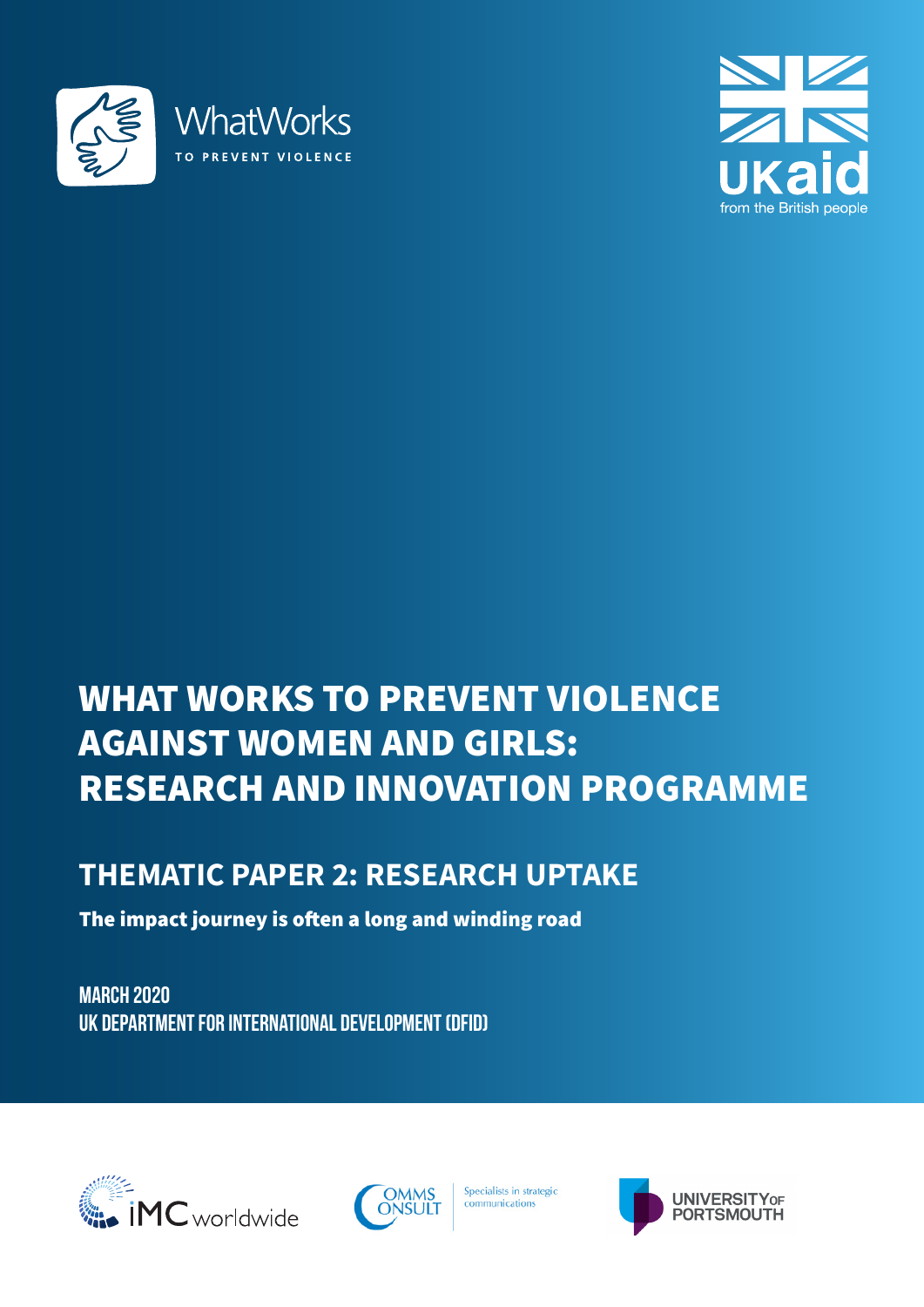WhatWorks
TO PREVENT VIOLENCE

UKaid
from the British people

# WHAT WORKS TO PREVENT VIOLENCE AGAINST WOMEN AND GIRLS: RESEARCH AND INNOVATION PROGRAMME

## THEMATIC PAPER 2: RESEARCH UPTAKE

**The impact journey is often a long and winding road**

MARCH 2020
UK DEPARTMENT FOR INTERNATIONAL DEVELOPMENT (DFID)

IMC worldwide

COMMS CONSULT Specialists in strategic communications

UNIVERSITY OF PORTSMOUTH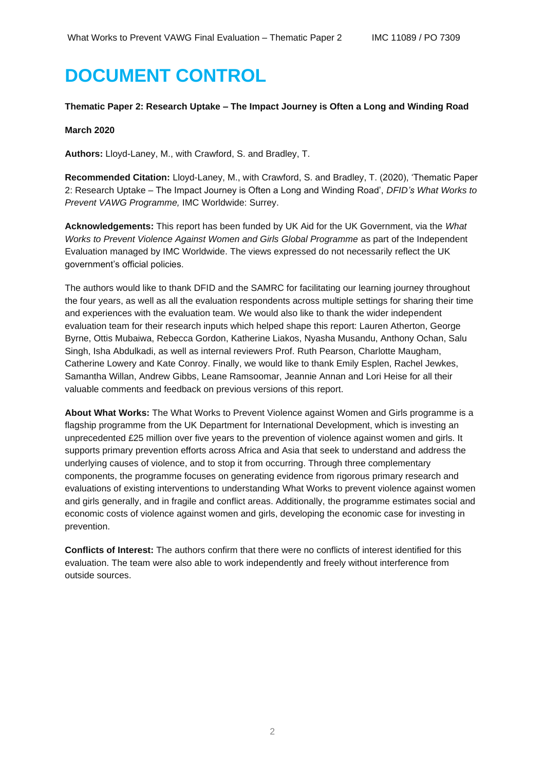# DOCUMENT CONTROL

**Thematic Paper 2: Research Uptake – The Impact Journey is Often a Long and Winding Road**

**March 2020**

**Authors:** Lloyd-Laney, M., with Crawford, S. and Bradley, T.

**Recommended Citation:** Lloyd-Laney, M., with Crawford, S. and Bradley, T. (2020), 'Thematic Paper 2: Research Uptake – The Impact Journey is Often a Long and Winding Road', *DFID's What Works to Prevent VAWG Programme,* IMC Worldwide: Surrey.

**Acknowledgements:** This report has been funded by UK Aid for the UK Government, via the *What Works to Prevent Violence Against Women and Girls Global Programme* as part of the Independent Evaluation managed by IMC Worldwide. The views expressed do not necessarily reflect the UK government's official policies.

The authors would like to thank DFID and the SAMRC for facilitating our learning journey throughout the four years, as well as all the evaluation respondents across multiple settings for sharing their time and experiences with the evaluation team. We would also like to thank the wider independent evaluation team for their research inputs which helped shape this report: Lauren Atherton, George Byrne, Ottis Mubaiwa, Rebecca Gordon, Katherine Liakos, Nyasha Musandu, Anthony Ochan, Salu Singh, Isha Abdulkadi, as well as internal reviewers Prof. Ruth Pearson, Charlotte Maugham, Catherine Lowery and Kate Conroy. Finally, we would like to thank Emily Esplen, Rachel Jewkes, Samantha Willan, Andrew Gibbs, Leane Ramsoomar, Jeannie Annan and Lori Heise for all their valuable comments and feedback on previous versions of this report.

**About What Works:** The What Works to Prevent Violence against Women and Girls programme is a flagship programme from the UK Department for International Development, which is investing an unprecedented £25 million over five years to the prevention of violence against women and girls. It supports primary prevention efforts across Africa and Asia that seek to understand and address the underlying causes of violence, and to stop it from occurring. Through three complementary components, the programme focuses on generating evidence from rigorous primary research and evaluations of existing interventions to understanding What Works to prevent violence against women and girls generally, and in fragile and conflict areas. Additionally, the programme estimates social and economic costs of violence against women and girls, developing the economic case for investing in prevention.

**Conflicts of Interest:** The authors confirm that there were no conflicts of interest identified for this evaluation. The team were also able to work independently and freely without interference from outside sources.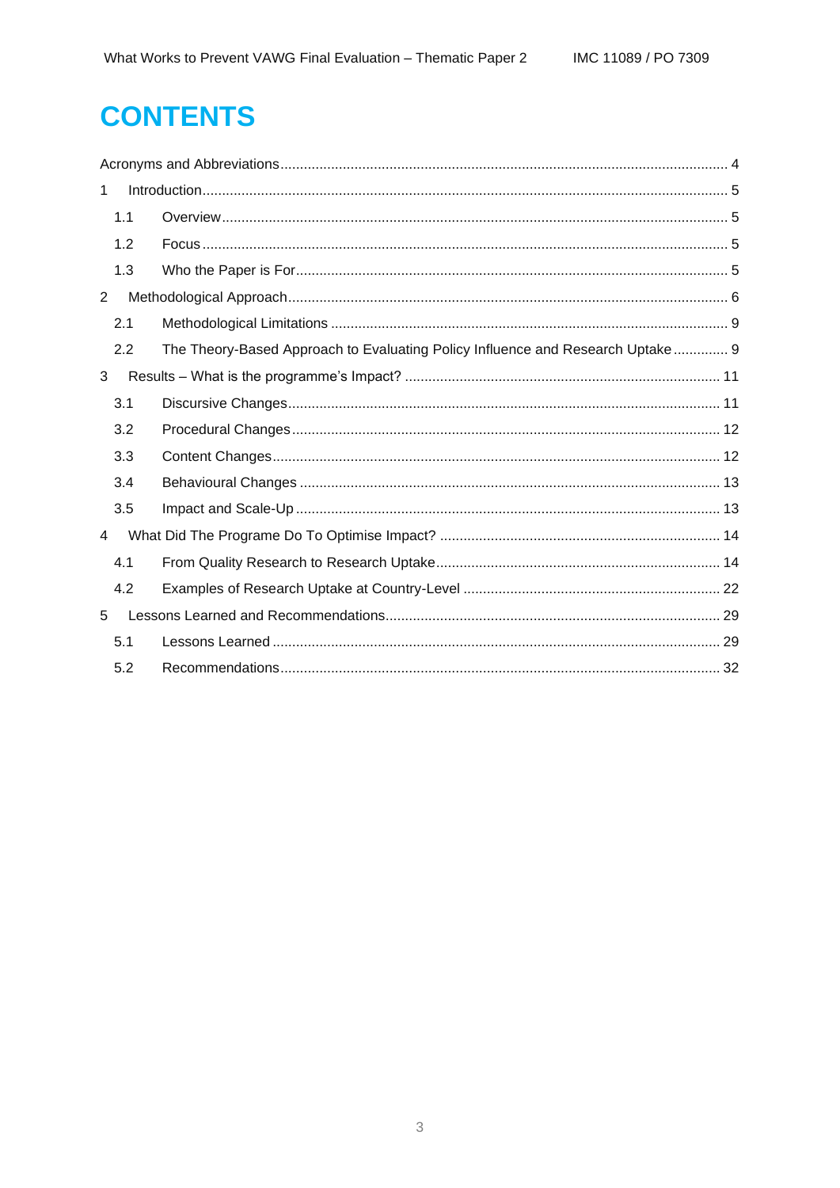# CONTENTS

Acronyms and Abbreviations ........ 4

1 Introduction ........ 5

- 1.1 Overview ........ 5
- 1.2 Focus ........ 5
- 1.3 Who the Paper is For ........ 5

2 Methodological Approach ........ 6

- 2.1 Methodological Limitations ........ 9
- 2.2 The Theory-Based Approach to Evaluating Policy Influence and Research Uptake ........ 9

3 Results – What is the programme's Impact? ........ 11

- 3.1 Discursive Changes ........ 11
- 3.2 Procedural Changes ........ 12
- 3.3 Content Changes ........ 12
- 3.4 Behavioural Changes ........ 13
- 3.5 Impact and Scale-Up ........ 13

4 What Did The Programe Do To Optimise Impact? ........ 14

- 4.1 From Quality Research to Research Uptake ........ 14
- 4.2 Examples of Research Uptake at Country-Level ........ 22

5 Lessons Learned and Recommendations ........ 29

- 5.1 Lessons Learned ........ 29
- 5.2 Recommendations ........ 32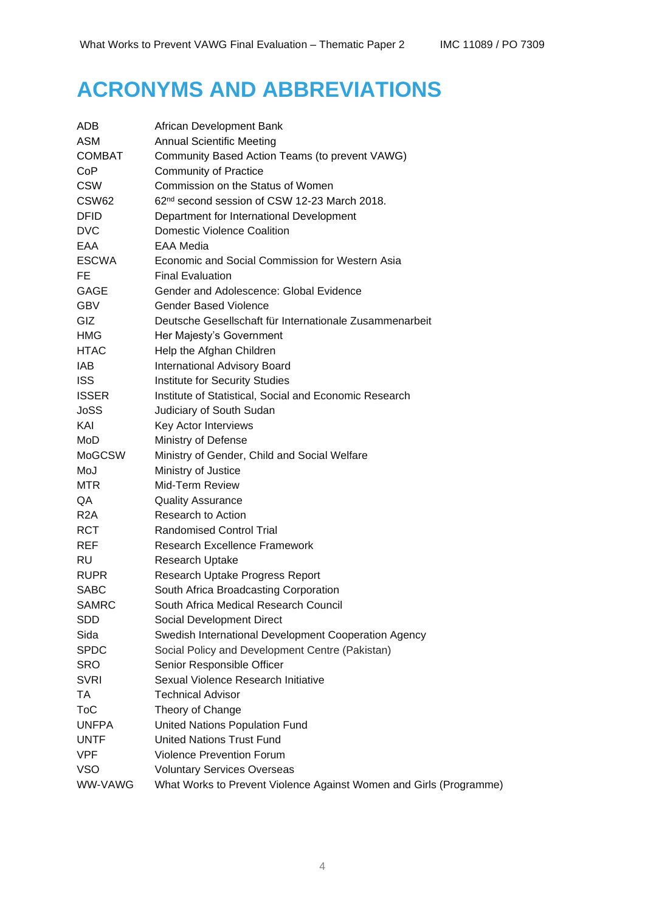# ACRONYMS AND ABBREVIATIONS

| | |
|---|---|
| ADB | African Development Bank |
| ASM | Annual Scientific Meeting |
| COMBAT | Community Based Action Teams (to prevent VAWG) |
| CoP | Community of Practice |
| CSW | Commission on the Status of Women |
| CSW62 | 62nd second session of CSW 12-23 March 2018. |
| DFID | Department for International Development |
| DVC | Domestic Violence Coalition |
| EAA | EAA Media |
| ESCWA | Economic and Social Commission for Western Asia |
| FE | Final Evaluation |
| GAGE | Gender and Adolescence: Global Evidence |
| GBV | Gender Based Violence |
| GIZ | Deutsche Gesellschaft für Internationale Zusammenarbeit |
| HMG | Her Majesty's Government |
| HTAC | Help the Afghan Children |
| IAB | International Advisory Board |
| ISS | Institute for Security Studies |
| ISSER | Institute of Statistical, Social and Economic Research |
| JoSS | Judiciary of South Sudan |
| KAI | Key Actor Interviews |
| MoD | Ministry of Defense |
| MoGCSW | Ministry of Gender, Child and Social Welfare |
| MoJ | Ministry of Justice |
| MTR | Mid-Term Review |
| QA | Quality Assurance |
| R2A | Research to Action |
| RCT | Randomised Control Trial |
| REF | Research Excellence Framework |
| RU | Research Uptake |
| RUPR | Research Uptake Progress Report |
| SABC | South Africa Broadcasting Corporation |
| SAMRC | South Africa Medical Research Council |
| SDD | Social Development Direct |
| Sida | Swedish International Development Cooperation Agency |
| SPDC | Social Policy and Development Centre (Pakistan) |
| SRO | Senior Responsible Officer |
| SVRI | Sexual Violence Research Initiative |
| TA | Technical Advisor |
| ToC | Theory of Change |
| UNFPA | United Nations Population Fund |
| UNTF | United Nations Trust Fund |
| VPF | Violence Prevention Forum |
| VSO | Voluntary Services Overseas |
| WW-VAWG | What Works to Prevent Violence Against Women and Girls (Programme) |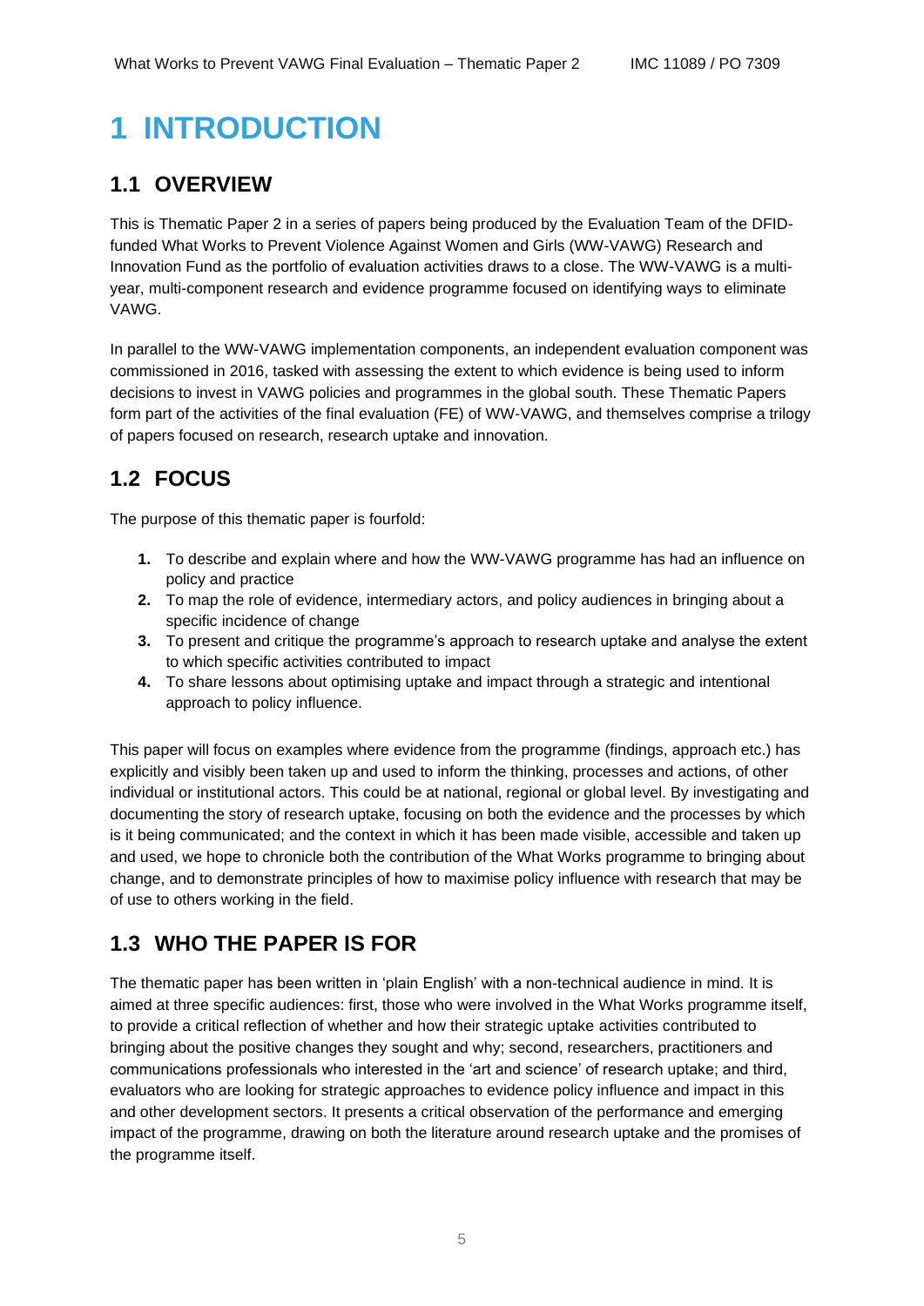# 1 INTRODUCTION

## 1.1 OVERVIEW

This is Thematic Paper 2 in a series of papers being produced by the Evaluation Team of the DFID-funded What Works to Prevent Violence Against Women and Girls (WW-VAWG) Research and Innovation Fund as the portfolio of evaluation activities draws to a close. The WW-VAWG is a multi-year, multi-component research and evidence programme focused on identifying ways to eliminate VAWG.

In parallel to the WW-VAWG implementation components, an independent evaluation component was commissioned in 2016, tasked with assessing the extent to which evidence is being used to inform decisions to invest in VAWG policies and programmes in the global south. These Thematic Papers form part of the activities of the final evaluation (FE) of WW-VAWG, and themselves comprise a trilogy of papers focused on research, research uptake and innovation.

## 1.2 FOCUS

The purpose of this thematic paper is fourfold:

1. To describe and explain where and how the WW-VAWG programme has had an influence on policy and practice
2. To map the role of evidence, intermediary actors, and policy audiences in bringing about a specific incidence of change
3. To present and critique the programme's approach to research uptake and analyse the extent to which specific activities contributed to impact
4. To share lessons about optimising uptake and impact through a strategic and intentional approach to policy influence.

This paper will focus on examples where evidence from the programme (findings, approach etc.) has explicitly and visibly been taken up and used to inform the thinking, processes and actions, of other individual or institutional actors. This could be at national, regional or global level. By investigating and documenting the story of research uptake, focusing on both the evidence and the processes by which is it being communicated; and the context in which it has been made visible, accessible and taken up and used, we hope to chronicle both the contribution of the What Works programme to bringing about change, and to demonstrate principles of how to maximise policy influence with research that may be of use to others working in the field.

## 1.3 WHO THE PAPER IS FOR

The thematic paper has been written in 'plain English' with a non-technical audience in mind. It is aimed at three specific audiences: first, those who were involved in the What Works programme itself, to provide a critical reflection of whether and how their strategic uptake activities contributed to bringing about the positive changes they sought and why; second, researchers, practitioners and communications professionals who interested in the 'art and science' of research uptake; and third, evaluators who are looking for strategic approaches to evidence policy influence and impact in this and other development sectors. It presents a critical observation of the performance and emerging impact of the programme, drawing on both the literature around research uptake and the promises of the programme itself.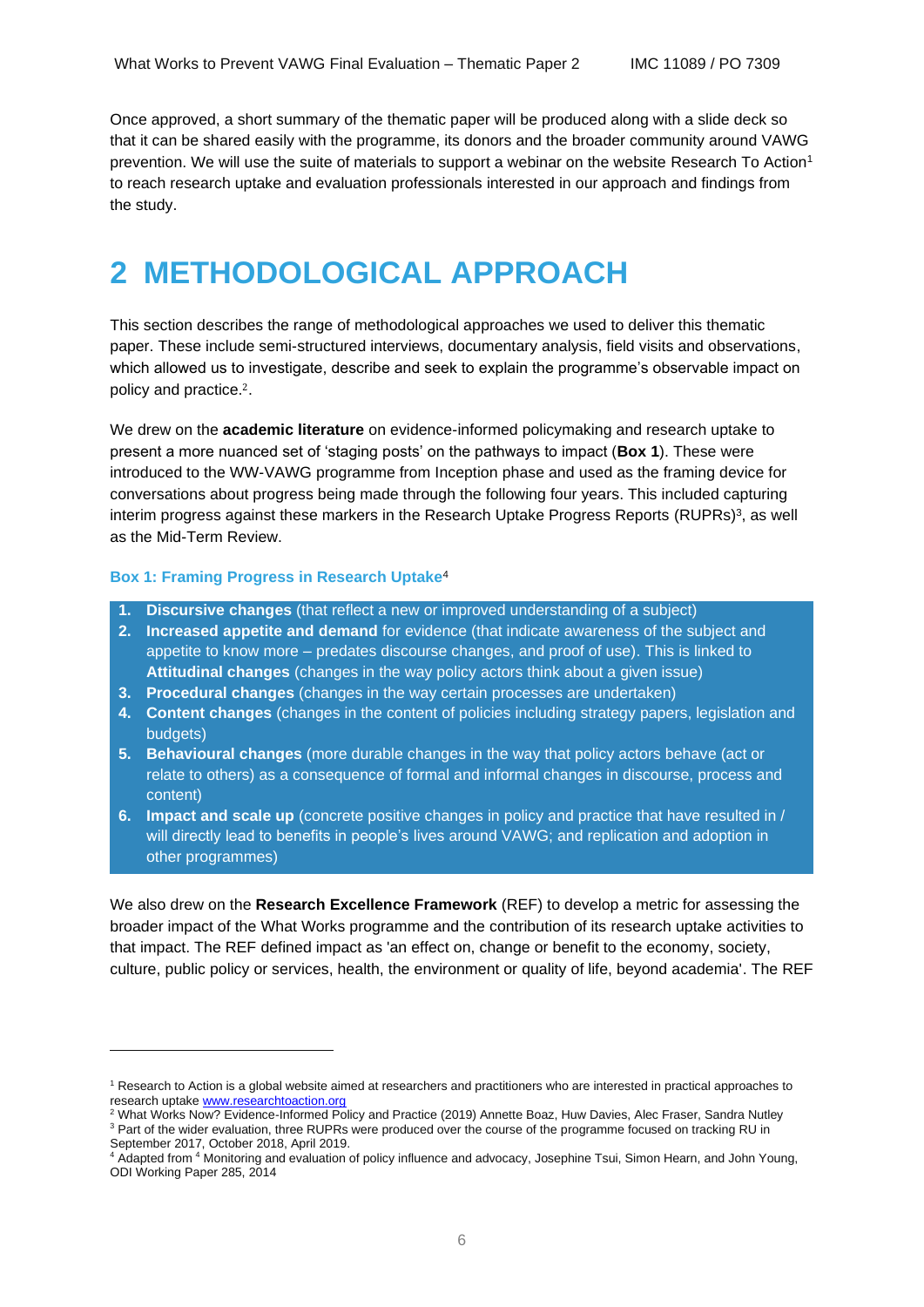Once approved, a short summary of the thematic paper will be produced along with a slide deck so that it can be shared easily with the programme, its donors and the broader community around VAWG prevention. We will use the suite of materials to support a webinar on the website Research To Action[1] to reach research uptake and evaluation professionals interested in our approach and findings from the study.

# 2 METHODOLOGICAL APPROACH

This section describes the range of methodological approaches we used to deliver this thematic paper. These include semi-structured interviews, documentary analysis, field visits and observations, which allowed us to investigate, describe and seek to explain the programme's observable impact on policy and practice.[2].

We drew on the **academic literature** on evidence-informed policymaking and research uptake to present a more nuanced set of 'staging posts' on the pathways to impact (**Box 1**). These were introduced to the WW-VAWG programme from Inception phase and used as the framing device for conversations about progress being made through the following four years. This included capturing interim progress against these markers in the Research Uptake Progress Reports (RUPRs)[3], as well as the Mid-Term Review.

### Box 1: Framing Progress in Research Uptake[4]

1. **Discursive changes** (that reflect a new or improved understanding of a subject)
2. **Increased appetite and demand** for evidence (that indicate awareness of the subject and appetite to know more – predates discourse changes, and proof of use). This is linked to **Attitudinal changes** (changes in the way policy actors think about a given issue)
3. **Procedural changes** (changes in the way certain processes are undertaken)
4. **Content changes** (changes in the content of policies including strategy papers, legislation and budgets)
5. **Behavioural changes** (more durable changes in the way that policy actors behave (act or relate to others) as a consequence of formal and informal changes in discourse, process and content)
6. **Impact and scale up** (concrete positive changes in policy and practice that have resulted in / will directly lead to benefits in people's lives around VAWG; and replication and adoption in other programmes)

We also drew on the **Research Excellence Framework** (REF) to develop a metric for assessing the broader impact of the What Works programme and the contribution of its research uptake activities to that impact. The REF defined impact as 'an effect on, change or benefit to the economy, society, culture, public policy or services, health, the environment or quality of life, beyond academia'. The REF

---

[1] Research to Action is a global website aimed at researchers and practitioners who are interested in practical approaches to research uptake www.researchtoaction.org

[2] What Works Now? Evidence-Informed Policy and Practice (2019) Annette Boaz, Huw Davies, Alec Fraser, Sandra Nutley

[3] Part of the wider evaluation, three RUPRs were produced over the course of the programme focused on tracking RU in September 2017, October 2018, April 2019.

[4] Adapted from [4] Monitoring and evaluation of policy influence and advocacy, Josephine Tsui, Simon Hearn, and John Young, ODI Working Paper 285, 2014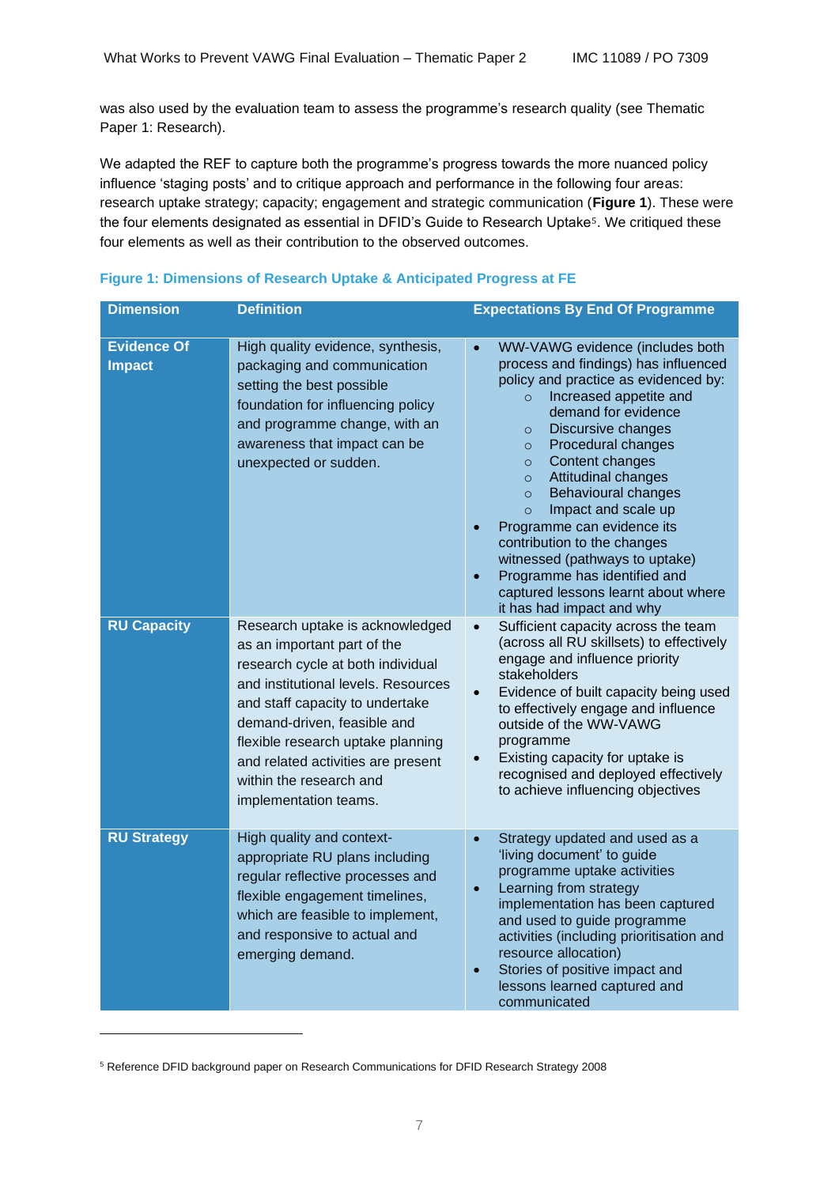was also used by the evaluation team to assess the programme's research quality (see Thematic Paper 1: Research).

We adapted the REF to capture both the programme's progress towards the more nuanced policy influence 'staging posts' and to critique approach and performance in the following four areas: research uptake strategy; capacity; engagement and strategic communication (**Figure 1**). These were the four elements designated as essential in DFID's Guide to Research Uptake[5]. We critiqued these four elements as well as their contribution to the observed outcomes.

**Figure 1: Dimensions of Research Uptake & Anticipated Progress at FE**

| Dimension | Definition | Expectations By End Of Programme |
|---|---|---|
| **Evidence Of Impact** | High quality evidence, synthesis, packaging and communication setting the best possible foundation for influencing policy and programme change, with an awareness that impact can be unexpected or sudden. | • WW-VAWG evidence (includes both process and findings) has influenced policy and practice as evidenced by:<br>  ○ Increased appetite and demand for evidence<br>  ○ Discursive changes<br>  ○ Procedural changes<br>  ○ Content changes<br>  ○ Attitudinal changes<br>  ○ Behavioural changes<br>  ○ Impact and scale up<br>• Programme can evidence its contribution to the changes witnessed (pathways to uptake)<br>• Programme has identified and captured lessons learnt about where it has had impact and why |
| **RU Capacity** | Research uptake is acknowledged as an important part of the research cycle at both individual and institutional levels. Resources and staff capacity to undertake demand-driven, feasible and flexible research uptake planning and related activities are present within the research and implementation teams. | • Sufficient capacity across the team (across all RU skillsets) to effectively engage and influence priority stakeholders<br>• Evidence of built capacity being used to effectively engage and influence outside of the WW-VAWG programme<br>• Existing capacity for uptake is recognised and deployed effectively to achieve influencing objectives |
| **RU Strategy** | High quality and context-appropriate RU plans including regular reflective processes and flexible engagement timelines, which are feasible to implement, and responsive to actual and emerging demand. | • Strategy updated and used as a 'living document' to guide programme uptake activities<br>• Learning from strategy implementation has been captured and used to guide programme activities (including prioritisation and resource allocation)<br>• Stories of positive impact and lessons learned captured and communicated |

[5] Reference DFID background paper on Research Communications for DFID Research Strategy 2008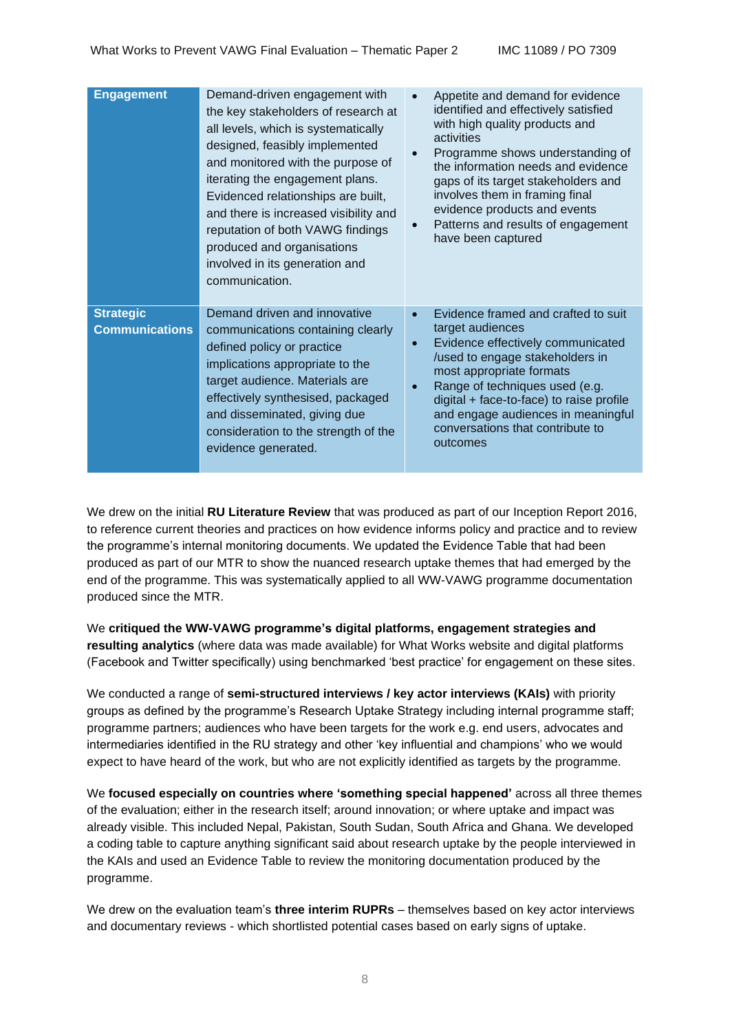| | | |
|---|---|---|
| **Engagement** | Demand-driven engagement with the key stakeholders of research at all levels, which is systematically designed, feasibly implemented and monitored with the purpose of iterating the engagement plans. Evidenced relationships are built, and there is increased visibility and reputation of both VAWG findings produced and organisations involved in its generation and communication. | • Appetite and demand for evidence identified and effectively satisfied with high quality products and activities<br>• Programme shows understanding of the information needs and evidence gaps of its target stakeholders and involves them in framing final evidence products and events<br>• Patterns and results of engagement have been captured |
| **Strategic Communications** | Demand driven and innovative communications containing clearly defined policy or practice implications appropriate to the target audience. Materials are effectively synthesised, packaged and disseminated, giving due consideration to the strength of the evidence generated. | • Evidence framed and crafted to suit target audiences<br>• Evidence effectively communicated /used to engage stakeholders in most appropriate formats<br>• Range of techniques used (e.g. digital + face-to-face) to raise profile and engage audiences in meaningful conversations that contribute to outcomes |

We drew on the initial **RU Literature Review** that was produced as part of our Inception Report 2016, to reference current theories and practices on how evidence informs policy and practice and to review the programme's internal monitoring documents. We updated the Evidence Table that had been produced as part of our MTR to show the nuanced research uptake themes that had emerged by the end of the programme. This was systematically applied to all WW-VAWG programme documentation produced since the MTR.

We **critiqued the WW-VAWG programme's digital platforms, engagement strategies and resulting analytics** (where data was made available) for What Works website and digital platforms (Facebook and Twitter specifically) using benchmarked 'best practice' for engagement on these sites.

We conducted a range of **semi-structured interviews / key actor interviews (KAIs)** with priority groups as defined by the programme's Research Uptake Strategy including internal programme staff; programme partners; audiences who have been targets for the work e.g. end users, advocates and intermediaries identified in the RU strategy and other 'key influential and champions' who we would expect to have heard of the work, but who are not explicitly identified as targets by the programme.

We **focused especially on countries where 'something special happened'** across all three themes of the evaluation; either in the research itself; around innovation; or where uptake and impact was already visible. This included Nepal, Pakistan, South Sudan, South Africa and Ghana. We developed a coding table to capture anything significant said about research uptake by the people interviewed in the KAIs and used an Evidence Table to review the monitoring documentation produced by the programme.

We drew on the evaluation team's **three interim RUPRs** – themselves based on key actor interviews and documentary reviews - which shortlisted potential cases based on early signs of uptake.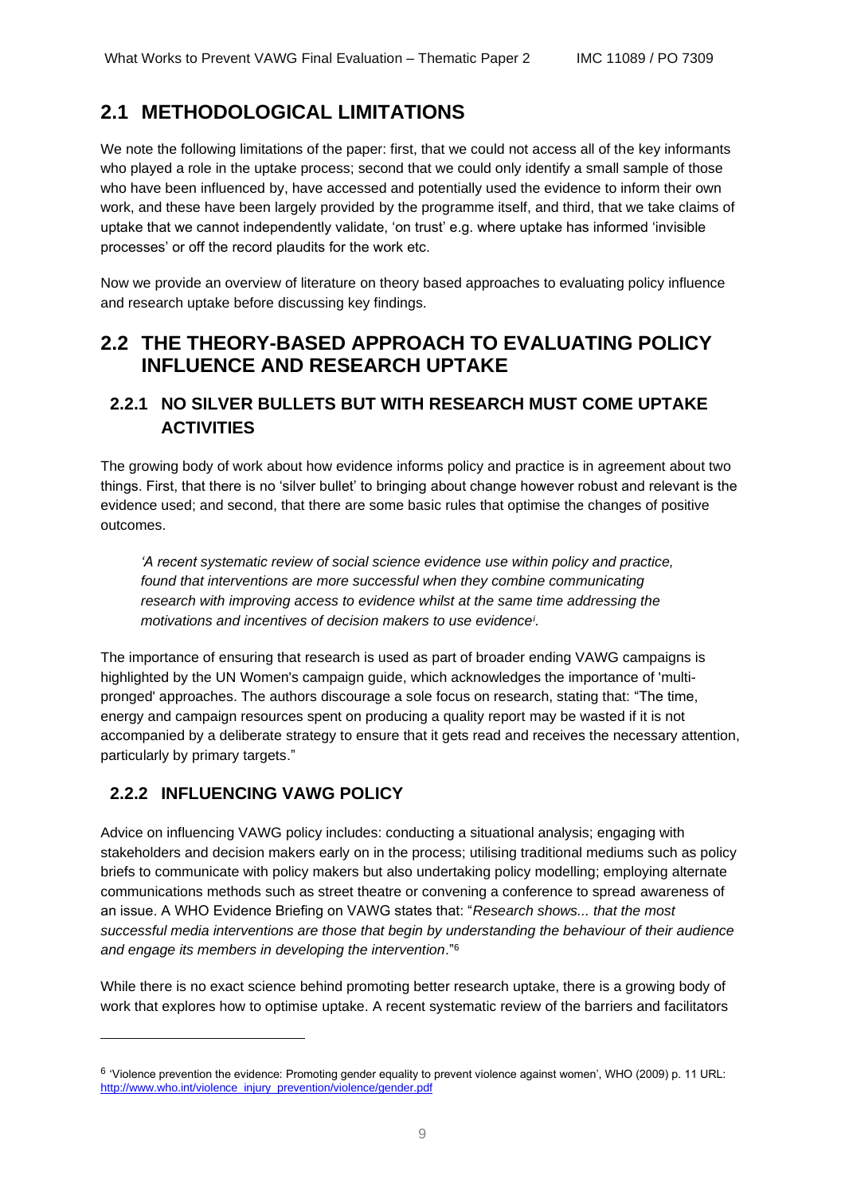## 2.1 METHODOLOGICAL LIMITATIONS

We note the following limitations of the paper: first, that we could not access all of the key informants who played a role in the uptake process; second that we could only identify a small sample of those who have been influenced by, have accessed and potentially used the evidence to inform their own work, and these have been largely provided by the programme itself, and third, that we take claims of uptake that we cannot independently validate, 'on trust' e.g. where uptake has informed 'invisible processes' or off the record plaudits for the work etc.

Now we provide an overview of literature on theory based approaches to evaluating policy influence and research uptake before discussing key findings.

## 2.2 THE THEORY-BASED APPROACH TO EVALUATING POLICY INFLUENCE AND RESEARCH UPTAKE

### 2.2.1 NO SILVER BULLETS BUT WITH RESEARCH MUST COME UPTAKE ACTIVITIES

The growing body of work about how evidence informs policy and practice is in agreement about two things. First, that there is no 'silver bullet' to bringing about change however robust and relevant is the evidence used; and second, that there are some basic rules that optimise the changes of positive outcomes.

> *'A recent systematic review of social science evidence use within policy and practice, found that interventions are more successful when they combine communicating research with improving access to evidence whilst at the same time addressing the motivations and incentives of decision makers to use evidence*[i]*.*

The importance of ensuring that research is used as part of broader ending VAWG campaigns is highlighted by the UN Women's campaign guide, which acknowledges the importance of 'multi-pronged' approaches. The authors discourage a sole focus on research, stating that: "The time, energy and campaign resources spent on producing a quality report may be wasted if it is not accompanied by a deliberate strategy to ensure that it gets read and receives the necessary attention, particularly by primary targets."

### 2.2.2 INFLUENCING VAWG POLICY

Advice on influencing VAWG policy includes: conducting a situational analysis; engaging with stakeholders and decision makers early on in the process; utilising traditional mediums such as policy briefs to communicate with policy makers but also undertaking policy modelling; employing alternate communications methods such as street theatre or convening a conference to spread awareness of an issue. A WHO Evidence Briefing on VAWG states that: "*Research shows... that the most successful media interventions are those that begin by understanding the behaviour of their audience and engage its members in developing the intervention*."[6]

While there is no exact science behind promoting better research uptake, there is a growing body of work that explores how to optimise uptake. A recent systematic review of the barriers and facilitators

---

[6] 'Violence prevention the evidence: Promoting gender equality to prevent violence against women', WHO (2009) p. 11 URL: http://www.who.int/violence_injury_prevention/violence/gender.pdf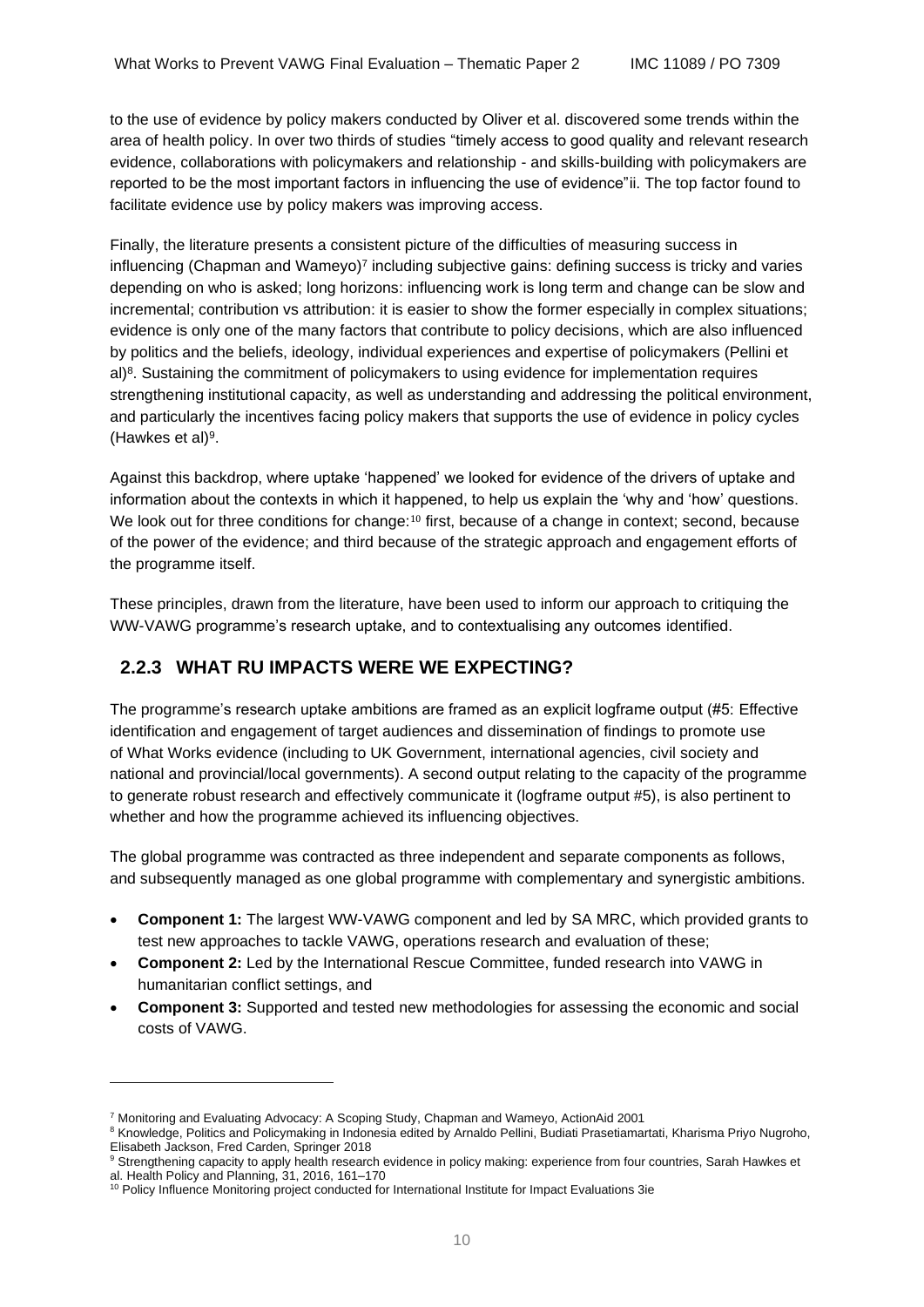to the use of evidence by policy makers conducted by Oliver et al. discovered some trends within the area of health policy. In over two thirds of studies "timely access to good quality and relevant research evidence, collaborations with policymakers and relationship - and skills-building with policymakers are reported to be the most important factors in influencing the use of evidence"ii. The top factor found to facilitate evidence use by policy makers was improving access.

Finally, the literature presents a consistent picture of the difficulties of measuring success in influencing (Chapman and Wameyo)[7] including subjective gains: defining success is tricky and varies depending on who is asked; long horizons: influencing work is long term and change can be slow and incremental; contribution vs attribution: it is easier to show the former especially in complex situations; evidence is only one of the many factors that contribute to policy decisions, which are also influenced by politics and the beliefs, ideology, individual experiences and expertise of policymakers (Pellini et al)[8]. Sustaining the commitment of policymakers to using evidence for implementation requires strengthening institutional capacity, as well as understanding and addressing the political environment, and particularly the incentives facing policy makers that supports the use of evidence in policy cycles (Hawkes et al)[9].

Against this backdrop, where uptake 'happened' we looked for evidence of the drivers of uptake and information about the contexts in which it happened, to help us explain the 'why and 'how' questions. We look out for three conditions for change:[10] first, because of a change in context; second, because of the power of the evidence; and third because of the strategic approach and engagement efforts of the programme itself.

These principles, drawn from the literature, have been used to inform our approach to critiquing the WW-VAWG programme's research uptake, and to contextualising any outcomes identified.

### 2.2.3 WHAT RU IMPACTS WERE WE EXPECTING?

The programme's research uptake ambitions are framed as an explicit logframe output (#5: Effective identification and engagement of target audiences and dissemination of findings to promote use of What Works evidence (including to UK Government, international agencies, civil society and national and provincial/local governments). A second output relating to the capacity of the programme to generate robust research and effectively communicate it (logframe output #5), is also pertinent to whether and how the programme achieved its influencing objectives.

The global programme was contracted as three independent and separate components as follows, and subsequently managed as one global programme with complementary and synergistic ambitions.

- **Component 1:** The largest WW-VAWG component and led by SA MRC, which provided grants to test new approaches to tackle VAWG, operations research and evaluation of these;
- **Component 2:** Led by the International Rescue Committee, funded research into VAWG in humanitarian conflict settings, and
- **Component 3:** Supported and tested new methodologies for assessing the economic and social costs of VAWG.

---

[7] Monitoring and Evaluating Advocacy: A Scoping Study, Chapman and Wameyo, ActionAid 2001

[8] Knowledge, Politics and Policymaking in Indonesia edited by Arnaldo Pellini, Budiati Prasetiamartati, Kharisma Priyo Nugroho, Elisabeth Jackson, Fred Carden, Springer 2018

[9] Strengthening capacity to apply health research evidence in policy making: experience from four countries, Sarah Hawkes et al. Health Policy and Planning, 31, 2016, 161–170

[10] Policy Influence Monitoring project conducted for International Institute for Impact Evaluations 3ie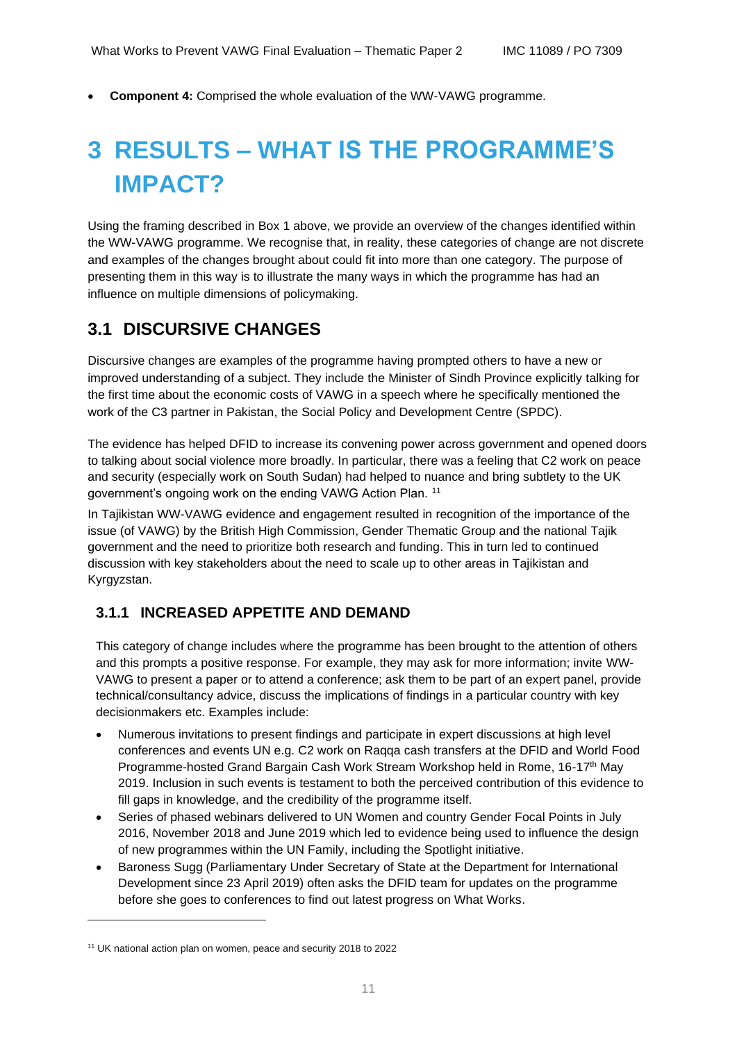- **Component 4:** Comprised the whole evaluation of the WW-VAWG programme.

# 3 RESULTS – WHAT IS THE PROGRAMME'S IMPACT?

Using the framing described in Box 1 above, we provide an overview of the changes identified within the WW-VAWG programme. We recognise that, in reality, these categories of change are not discrete and examples of the changes brought about could fit into more than one category. The purpose of presenting them in this way is to illustrate the many ways in which the programme has had an influence on multiple dimensions of policymaking.

## 3.1 DISCURSIVE CHANGES

Discursive changes are examples of the programme having prompted others to have a new or improved understanding of a subject. They include the Minister of Sindh Province explicitly talking for the first time about the economic costs of VAWG in a speech where he specifically mentioned the work of the C3 partner in Pakistan, the Social Policy and Development Centre (SPDC).

The evidence has helped DFID to increase its convening power across government and opened doors to talking about social violence more broadly. In particular, there was a feeling that C2 work on peace and security (especially work on South Sudan) had helped to nuance and bring subtlety to the UK government's ongoing work on the ending VAWG Action Plan. [11]

In Tajikistan WW-VAWG evidence and engagement resulted in recognition of the importance of the issue (of VAWG) by the British High Commission, Gender Thematic Group and the national Tajik government and the need to prioritize both research and funding. This in turn led to continued discussion with key stakeholders about the need to scale up to other areas in Tajikistan and Kyrgyzstan.

### 3.1.1 INCREASED APPETITE AND DEMAND

This category of change includes where the programme has been brought to the attention of others and this prompts a positive response. For example, they may ask for more information; invite WW-VAWG to present a paper or to attend a conference; ask them to be part of an expert panel, provide technical/consultancy advice, discuss the implications of findings in a particular country with key decisionmakers etc. Examples include:

- Numerous invitations to present findings and participate in expert discussions at high level conferences and events UN e.g. C2 work on Raqqa cash transfers at the DFID and World Food Programme-hosted Grand Bargain Cash Work Stream Workshop held in Rome, 16-17th May 2019. Inclusion in such events is testament to both the perceived contribution of this evidence to fill gaps in knowledge, and the credibility of the programme itself.
- Series of phased webinars delivered to UN Women and country Gender Focal Points in July 2016, November 2018 and June 2019 which led to evidence being used to influence the design of new programmes within the UN Family, including the Spotlight initiative.
- Baroness Sugg (Parliamentary Under Secretary of State at the Department for International Development since 23 April 2019) often asks the DFID team for updates on the programme before she goes to conferences to find out latest progress on What Works.

[11] UK national action plan on women, peace and security 2018 to 2022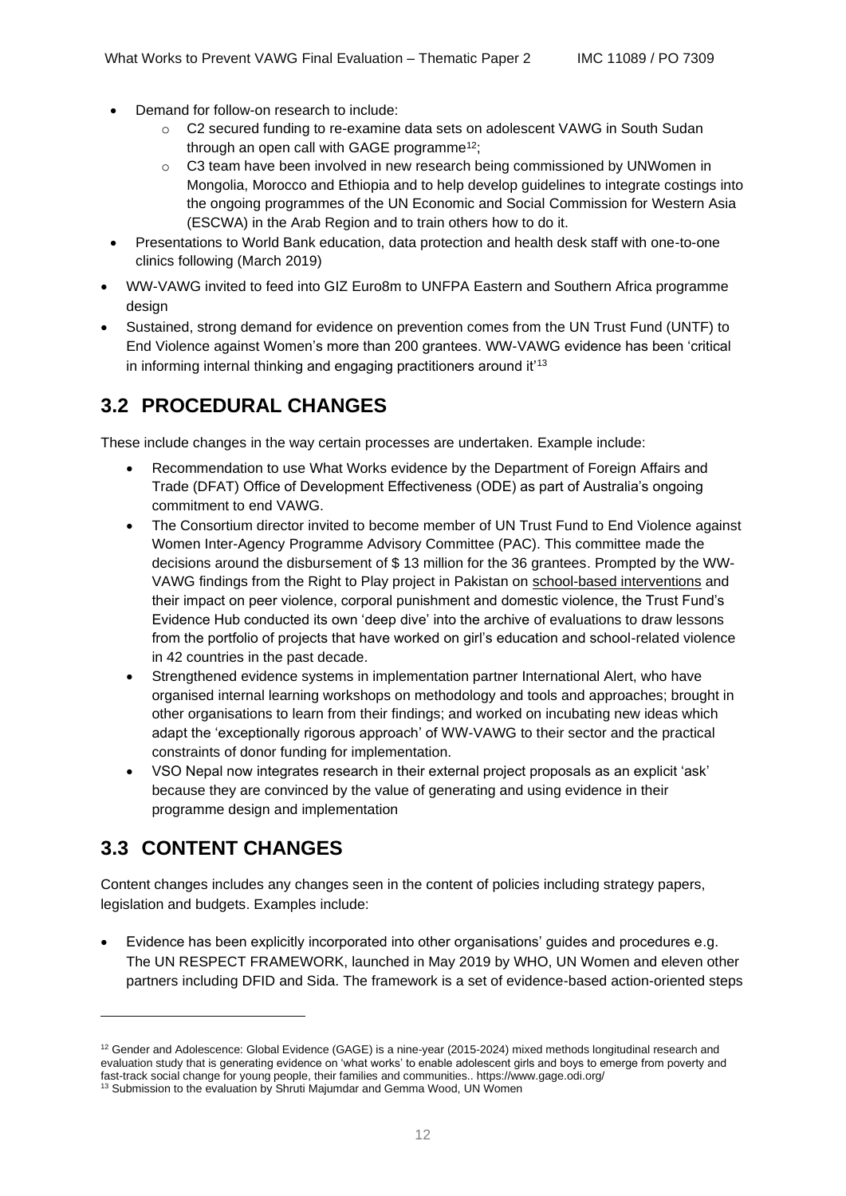- Demand for follow-on research to include:
  - C2 secured funding to re-examine data sets on adolescent VAWG in South Sudan through an open call with GAGE programme[12];
  - C3 team have been involved in new research being commissioned by UNWomen in Mongolia, Morocco and Ethiopia and to help develop guidelines to integrate costings into the ongoing programmes of the UN Economic and Social Commission for Western Asia (ESCWA) in the Arab Region and to train others how to do it.
- Presentations to World Bank education, data protection and health desk staff with one-to-one clinics following (March 2019)
- WW-VAWG invited to feed into GIZ Euro8m to UNFPA Eastern and Southern Africa programme design
- Sustained, strong demand for evidence on prevention comes from the UN Trust Fund (UNTF) to End Violence against Women's more than 200 grantees. WW-VAWG evidence has been 'critical in informing internal thinking and engaging practitioners around it'[13]

## 3.2 PROCEDURAL CHANGES

These include changes in the way certain processes are undertaken. Example include:

- Recommendation to use What Works evidence by the Department of Foreign Affairs and Trade (DFAT) Office of Development Effectiveness (ODE) as part of Australia's ongoing commitment to end VAWG.
- The Consortium director invited to become member of UN Trust Fund to End Violence against Women Inter-Agency Programme Advisory Committee (PAC). This committee made the decisions around the disbursement of $ 13 million for the 36 grantees. Prompted by the WW-VAWG findings from the Right to Play project in Pakistan on school-based interventions and their impact on peer violence, corporal punishment and domestic violence, the Trust Fund's Evidence Hub conducted its own 'deep dive' into the archive of evaluations to draw lessons from the portfolio of projects that have worked on girl's education and school-related violence in 42 countries in the past decade.
- Strengthened evidence systems in implementation partner International Alert, who have organised internal learning workshops on methodology and tools and approaches; brought in other organisations to learn from their findings; and worked on incubating new ideas which adapt the 'exceptionally rigorous approach' of WW-VAWG to their sector and the practical constraints of donor funding for implementation.
- VSO Nepal now integrates research in their external project proposals as an explicit 'ask' because they are convinced by the value of generating and using evidence in their programme design and implementation

## 3.3 CONTENT CHANGES

Content changes includes any changes seen in the content of policies including strategy papers, legislation and budgets. Examples include:

- Evidence has been explicitly incorporated into other organisations' guides and procedures e.g. The UN RESPECT FRAMEWORK, launched in May 2019 by WHO, UN Women and eleven other partners including DFID and Sida. The framework is a set of evidence-based action-oriented steps

---

[12] Gender and Adolescence: Global Evidence (GAGE) is a nine-year (2015-2024) mixed methods longitudinal research and evaluation study that is generating evidence on 'what works' to enable adolescent girls and boys to emerge from poverty and fast-track social change for young people, their families and communities.. https://www.gage.odi.org/

[13] Submission to the evaluation by Shruti Majumdar and Gemma Wood, UN Women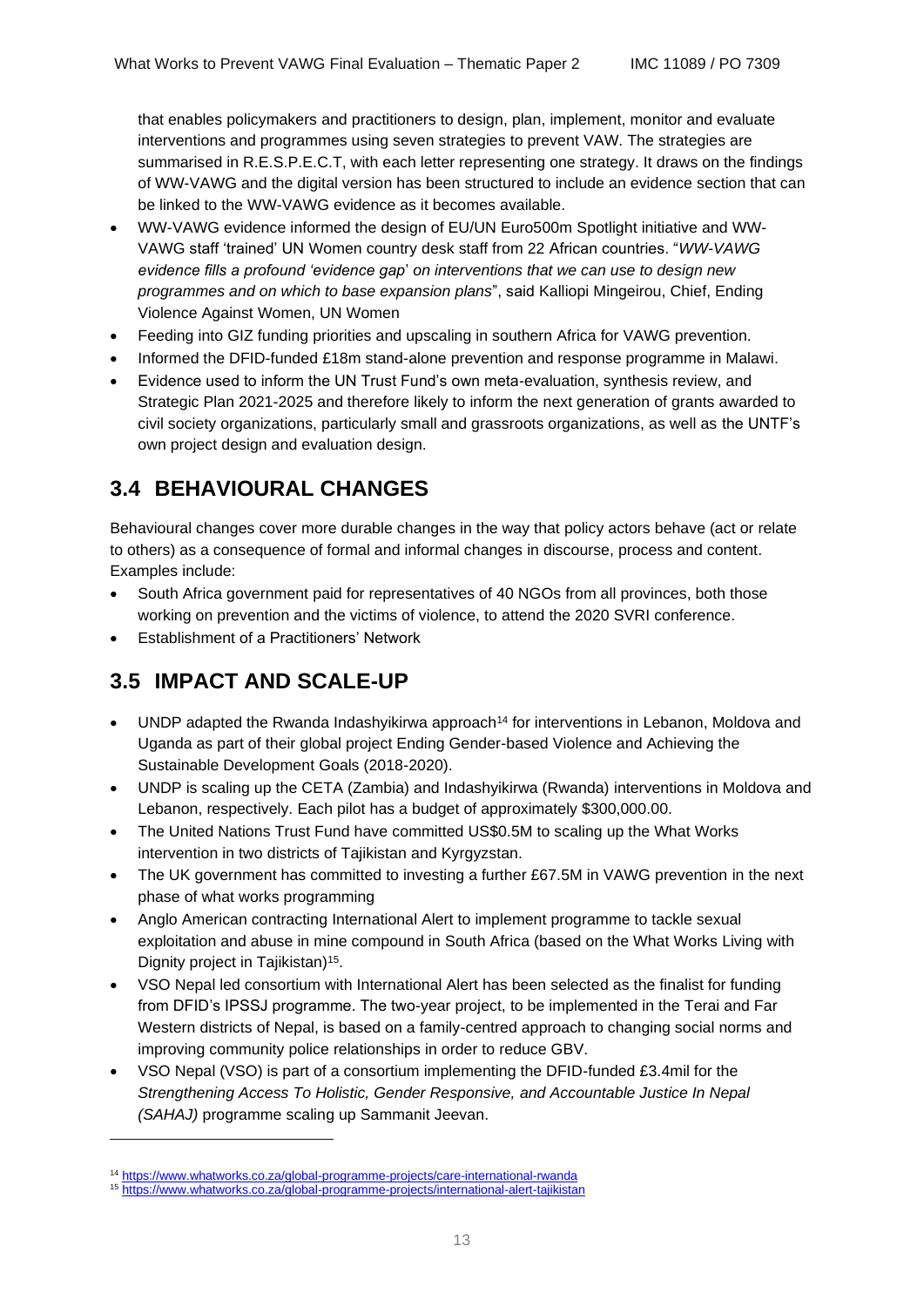that enables policymakers and practitioners to design, plan, implement, monitor and evaluate interventions and programmes using seven strategies to prevent VAW. The strategies are summarised in R.E.S.P.E.C.T, with each letter representing one strategy. It draws on the findings of WW-VAWG and the digital version has been structured to include an evidence section that can be linked to the WW-VAWG evidence as it becomes available.

- WW-VAWG evidence informed the design of EU/UN Euro500m Spotlight initiative and WW-VAWG staff 'trained' UN Women country desk staff from 22 African countries. "*WW-VAWG evidence fills a profound 'evidence gap' on interventions that we can use to design new programmes and on which to base expansion plans*", said Kalliopi Mingeirou, Chief, Ending Violence Against Women, UN Women
- Feeding into GIZ funding priorities and upscaling in southern Africa for VAWG prevention.
- Informed the DFID-funded £18m stand-alone prevention and response programme in Malawi.
- Evidence used to inform the UN Trust Fund's own meta-evaluation, synthesis review, and Strategic Plan 2021-2025 and therefore likely to inform the next generation of grants awarded to civil society organizations, particularly small and grassroots organizations, as well as the UNTF's own project design and evaluation design.

## 3.4 BEHAVIOURAL CHANGES

Behavioural changes cover more durable changes in the way that policy actors behave (act or relate to others) as a consequence of formal and informal changes in discourse, process and content. Examples include:

- South Africa government paid for representatives of 40 NGOs from all provinces, both those working on prevention and the victims of violence, to attend the 2020 SVRI conference.
- Establishment of a Practitioners' Network

## 3.5 IMPACT AND SCALE-UP

- UNDP adapted the Rwanda Indashyikirwa approach[14] for interventions in Lebanon, Moldova and Uganda as part of their global project Ending Gender-based Violence and Achieving the Sustainable Development Goals (2018-2020).
- UNDP is scaling up the CETA (Zambia) and Indashyikirwa (Rwanda) interventions in Moldova and Lebanon, respectively. Each pilot has a budget of approximately $300,000.00.
- The United Nations Trust Fund have committed US$0.5M to scaling up the What Works intervention in two districts of Tajikistan and Kyrgyzstan.
- The UK government has committed to investing a further £67.5M in VAWG prevention in the next phase of what works programming
- Anglo American contracting International Alert to implement programme to tackle sexual exploitation and abuse in mine compound in South Africa (based on the What Works Living with Dignity project in Tajikistan)[15].
- VSO Nepal led consortium with International Alert has been selected as the finalist for funding from DFID's IPSSJ programme. The two-year project, to be implemented in the Terai and Far Western districts of Nepal, is based on a family-centred approach to changing social norms and improving community police relationships in order to reduce GBV.
- VSO Nepal (VSO) is part of a consortium implementing the DFID-funded £3.4mil for the *Strengthening Access To Holistic, Gender Responsive, and Accountable Justice In Nepal (SAHAJ)* programme scaling up Sammanit Jeevan.

[14] https://www.whatworks.co.za/global-programme-projects/care-international-rwanda

[15] https://www.whatworks.co.za/global-programme-projects/international-alert-tajikistan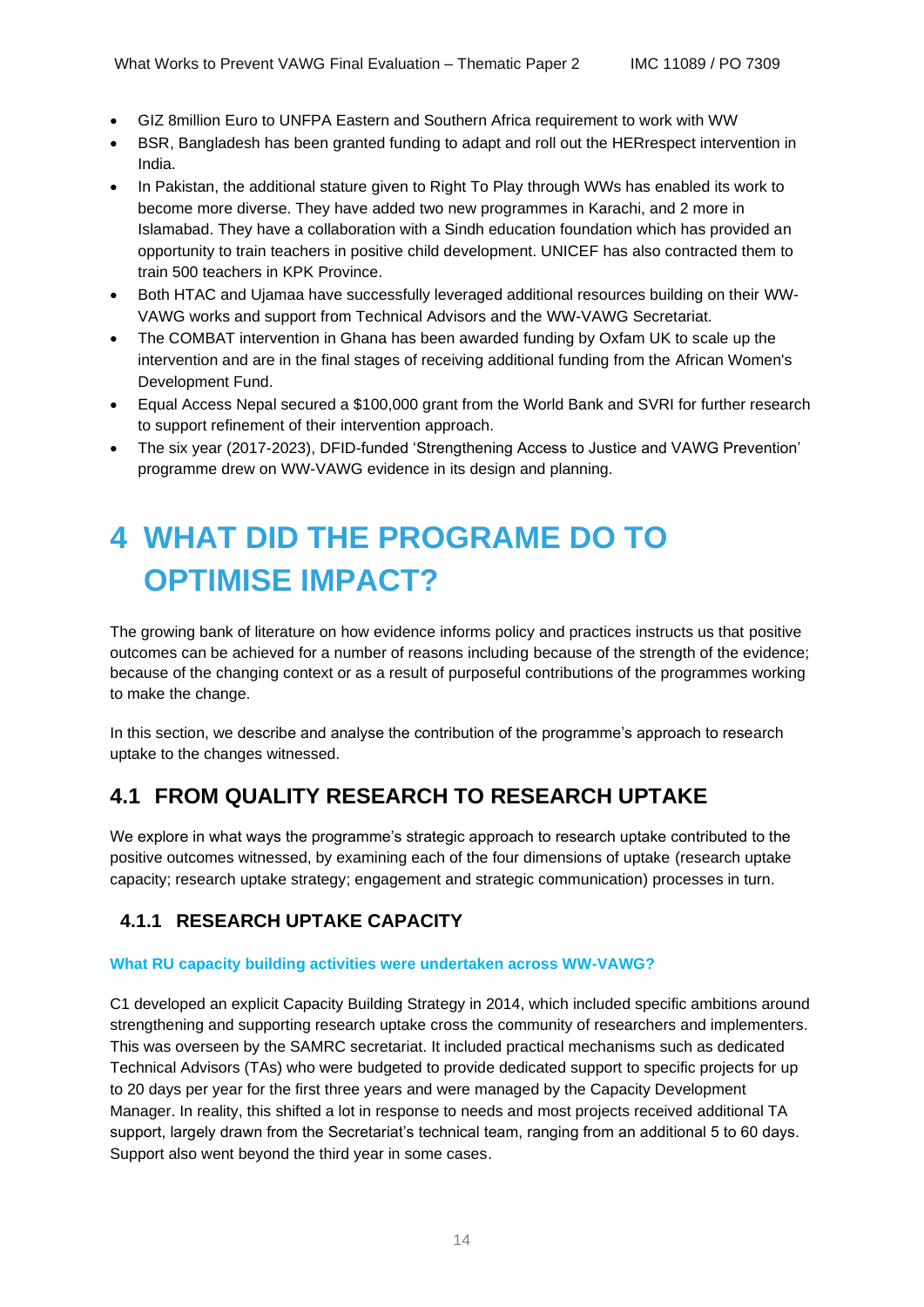- GIZ 8million Euro to UNFPA Eastern and Southern Africa requirement to work with WW
- BSR, Bangladesh has been granted funding to adapt and roll out the HERrespect intervention in India.
- In Pakistan, the additional stature given to Right To Play through WWs has enabled its work to become more diverse. They have added two new programmes in Karachi, and 2 more in Islamabad. They have a collaboration with a Sindh education foundation which has provided an opportunity to train teachers in positive child development. UNICEF has also contracted them to train 500 teachers in KPK Province.
- Both HTAC and Ujamaa have successfully leveraged additional resources building on their WW-VAWG works and support from Technical Advisors and the WW-VAWG Secretariat.
- The COMBAT intervention in Ghana has been awarded funding by Oxfam UK to scale up the intervention and are in the final stages of receiving additional funding from the African Women's Development Fund.
- Equal Access Nepal secured a $100,000 grant from the World Bank and SVRI for further research to support refinement of their intervention approach.
- The six year (2017-2023), DFID-funded 'Strengthening Access to Justice and VAWG Prevention' programme drew on WW-VAWG evidence in its design and planning.

# 4 WHAT DID THE PROGRAME DO TO OPTIMISE IMPACT?

The growing bank of literature on how evidence informs policy and practices instructs us that positive outcomes can be achieved for a number of reasons including because of the strength of the evidence; because of the changing context or as a result of purposeful contributions of the programmes working to make the change.

In this section, we describe and analyse the contribution of the programme's approach to research uptake to the changes witnessed.

## 4.1 FROM QUALITY RESEARCH TO RESEARCH UPTAKE

We explore in what ways the programme's strategic approach to research uptake contributed to the positive outcomes witnessed, by examining each of the four dimensions of uptake (research uptake capacity; research uptake strategy; engagement and strategic communication) processes in turn.

### 4.1.1 RESEARCH UPTAKE CAPACITY

**What RU capacity building activities were undertaken across WW-VAWG?**

C1 developed an explicit Capacity Building Strategy in 2014, which included specific ambitions around strengthening and supporting research uptake cross the community of researchers and implementers. This was overseen by the SAMRC secretariat. It included practical mechanisms such as dedicated Technical Advisors (TAs) who were budgeted to provide dedicated support to specific projects for up to 20 days per year for the first three years and were managed by the Capacity Development Manager. In reality, this shifted a lot in response to needs and most projects received additional TA support, largely drawn from the Secretariat's technical team, ranging from an additional 5 to 60 days. Support also went beyond the third year in some cases.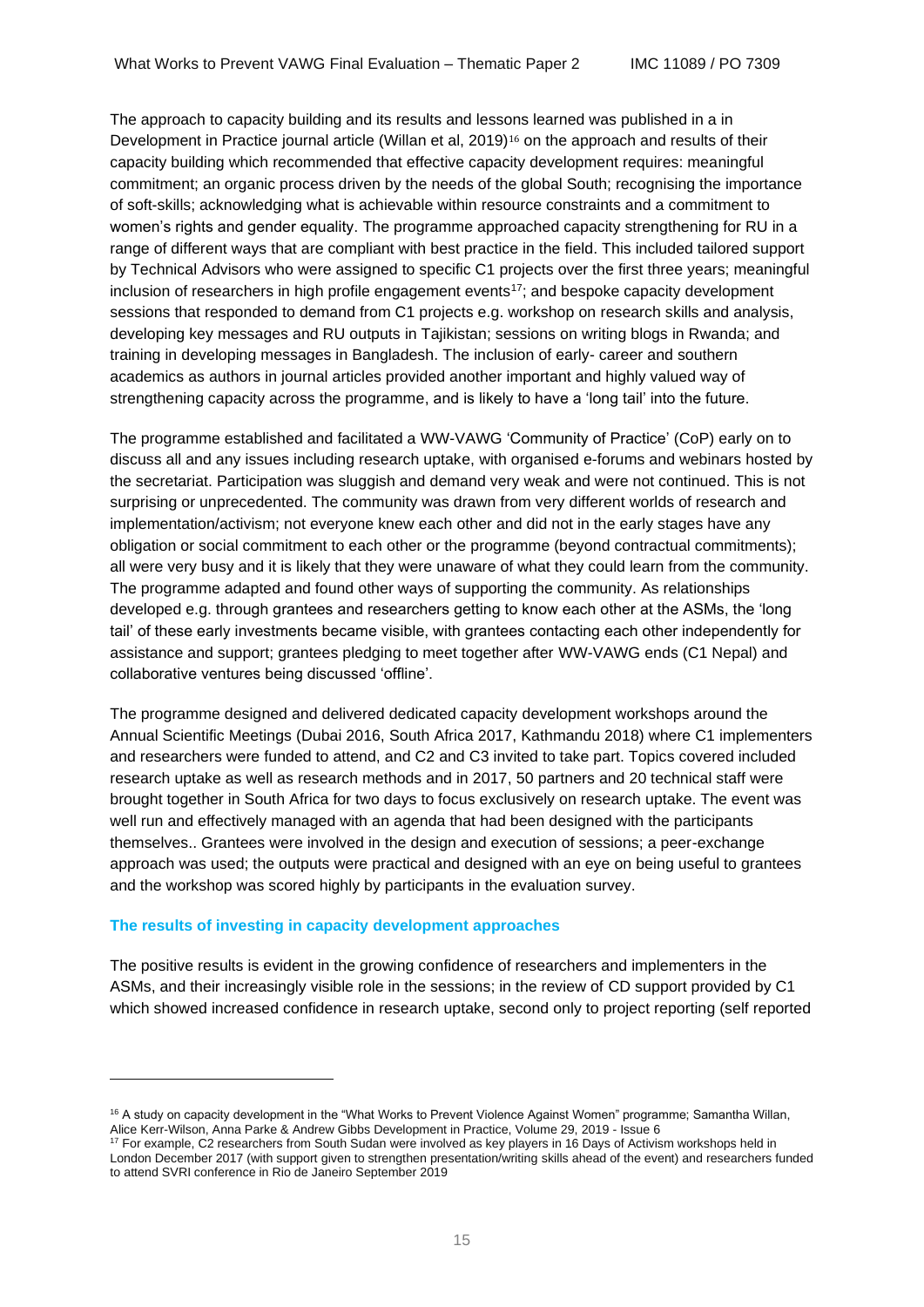The approach to capacity building and its results and lessons learned was published in a in Development in Practice journal article (Willan et al, 2019)[16] on the approach and results of their capacity building which recommended that effective capacity development requires: meaningful commitment; an organic process driven by the needs of the global South; recognising the importance of soft-skills; acknowledging what is achievable within resource constraints and a commitment to women's rights and gender equality. The programme approached capacity strengthening for RU in a range of different ways that are compliant with best practice in the field. This included tailored support by Technical Advisors who were assigned to specific C1 projects over the first three years; meaningful inclusion of researchers in high profile engagement events[17]; and bespoke capacity development sessions that responded to demand from C1 projects e.g. workshop on research skills and analysis, developing key messages and RU outputs in Tajikistan; sessions on writing blogs in Rwanda; and training in developing messages in Bangladesh. The inclusion of early- career and southern academics as authors in journal articles provided another important and highly valued way of strengthening capacity across the programme, and is likely to have a 'long tail' into the future.

The programme established and facilitated a WW-VAWG 'Community of Practice' (CoP) early on to discuss all and any issues including research uptake, with organised e-forums and webinars hosted by the secretariat. Participation was sluggish and demand very weak and were not continued. This is not surprising or unprecedented. The community was drawn from very different worlds of research and implementation/activism; not everyone knew each other and did not in the early stages have any obligation or social commitment to each other or the programme (beyond contractual commitments); all were very busy and it is likely that they were unaware of what they could learn from the community. The programme adapted and found other ways of supporting the community. As relationships developed e.g. through grantees and researchers getting to know each other at the ASMs, the 'long tail' of these early investments became visible, with grantees contacting each other independently for assistance and support; grantees pledging to meet together after WW-VAWG ends (C1 Nepal) and collaborative ventures being discussed 'offline'.

The programme designed and delivered dedicated capacity development workshops around the Annual Scientific Meetings (Dubai 2016, South Africa 2017, Kathmandu 2018) where C1 implementers and researchers were funded to attend, and C2 and C3 invited to take part. Topics covered included research uptake as well as research methods and in 2017, 50 partners and 20 technical staff were brought together in South Africa for two days to focus exclusively on research uptake. The event was well run and effectively managed with an agenda that had been designed with the participants themselves.. Grantees were involved in the design and execution of sessions; a peer-exchange approach was used; the outputs were practical and designed with an eye on being useful to grantees and the workshop was scored highly by participants in the evaluation survey.

### The results of investing in capacity development approaches

The positive results is evident in the growing confidence of researchers and implementers in the ASMs, and their increasingly visible role in the sessions; in the review of CD support provided by C1 which showed increased confidence in research uptake, second only to project reporting (self reported

---

[16] A study on capacity development in the "What Works to Prevent Violence Against Women" programme; Samantha Willan, Alice Kerr-Wilson, Anna Parke & Andrew Gibbs Development in Practice, Volume 29, 2019 - Issue 6

[17] For example, C2 researchers from South Sudan were involved as key players in 16 Days of Activism workshops held in London December 2017 (with support given to strengthen presentation/writing skills ahead of the event) and researchers funded to attend SVRI conference in Rio de Janeiro September 2019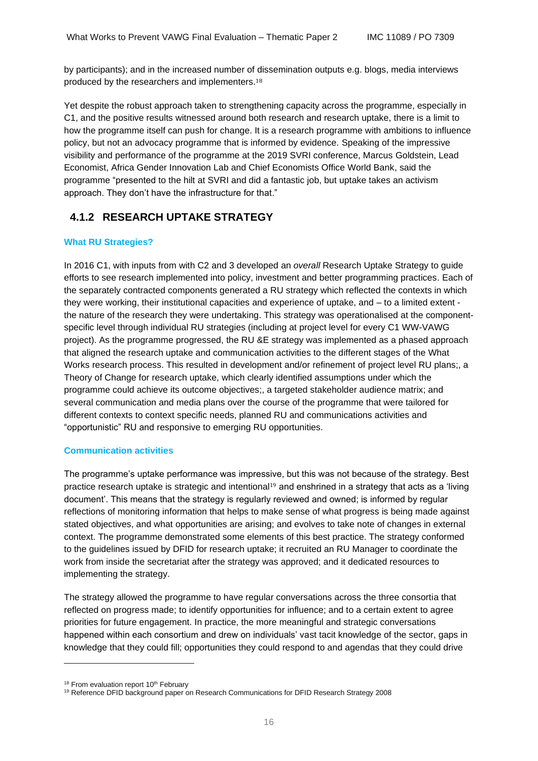by participants); and in the increased number of dissemination outputs e.g. blogs, media interviews produced by the researchers and implementers.[18]

Yet despite the robust approach taken to strengthening capacity across the programme, especially in C1, and the positive results witnessed around both research and research uptake, there is a limit to how the programme itself can push for change. It is a research programme with ambitions to influence policy, but not an advocacy programme that is informed by evidence. Speaking of the impressive visibility and performance of the programme at the 2019 SVRI conference, Marcus Goldstein, Lead Economist, Africa Gender Innovation Lab and Chief Economists Office World Bank, said the programme "presented to the hilt at SVRI and did a fantastic job, but uptake takes an activism approach. They don't have the infrastructure for that."

### 4.1.2 RESEARCH UPTAKE STRATEGY

**What RU Strategies?**

In 2016 C1, with inputs from with C2 and 3 developed an *overall* Research Uptake Strategy to guide efforts to see research implemented into policy, investment and better programming practices. Each of the separately contracted components generated a RU strategy which reflected the contexts in which they were working, their institutional capacities and experience of uptake, and – to a limited extent - the nature of the research they were undertaking. This strategy was operationalised at the component-specific level through individual RU strategies (including at project level for every C1 WW-VAWG project). As the programme progressed, the RU &E strategy was implemented as a phased approach that aligned the research uptake and communication activities to the different stages of the What Works research process. This resulted in development and/or refinement of project level RU plans;, a Theory of Change for research uptake, which clearly identified assumptions under which the programme could achieve its outcome objectives;, a targeted stakeholder audience matrix; and several communication and media plans over the course of the programme that were tailored for different contexts to context specific needs, planned RU and communications activities and "opportunistic" RU and responsive to emerging RU opportunities.

**Communication activities**

The programme's uptake performance was impressive, but this was not because of the strategy. Best practice research uptake is strategic and intentional[19] and enshrined in a strategy that acts as a 'living document'. This means that the strategy is regularly reviewed and owned; is informed by regular reflections of monitoring information that helps to make sense of what progress is being made against stated objectives, and what opportunities are arising; and evolves to take note of changes in external context. The programme demonstrated some elements of this best practice. The strategy conformed to the guidelines issued by DFID for research uptake; it recruited an RU Manager to coordinate the work from inside the secretariat after the strategy was approved; and it dedicated resources to implementing the strategy.

The strategy allowed the programme to have regular conversations across the three consortia that reflected on progress made; to identify opportunities for influence; and to a certain extent to agree priorities for future engagement. In practice, the more meaningful and strategic conversations happened within each consortium and drew on individuals' vast tacit knowledge of the sector, gaps in knowledge that they could fill; opportunities they could respond to and agendas that they could drive

[18] From evaluation report 10th February

[19] Reference DFID background paper on Research Communications for DFID Research Strategy 2008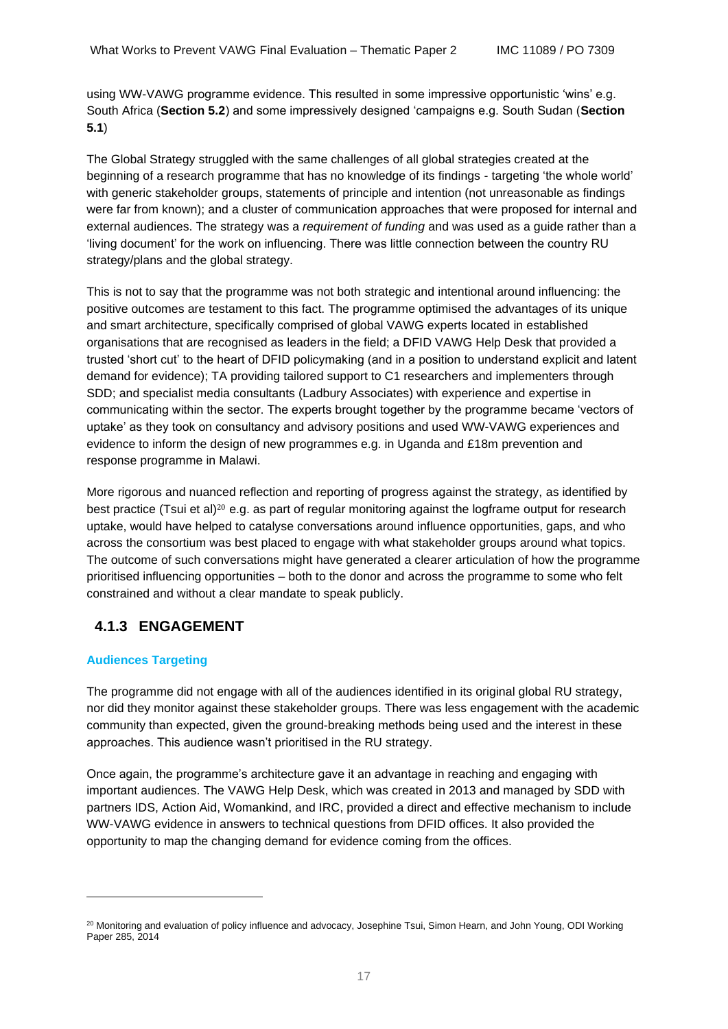using WW-VAWG programme evidence. This resulted in some impressive opportunistic 'wins' e.g. South Africa (**Section 5.2**) and some impressively designed 'campaigns e.g. South Sudan (**Section 5.1**)

The Global Strategy struggled with the same challenges of all global strategies created at the beginning of a research programme that has no knowledge of its findings - targeting 'the whole world' with generic stakeholder groups, statements of principle and intention (not unreasonable as findings were far from known); and a cluster of communication approaches that were proposed for internal and external audiences. The strategy was a *requirement of funding* and was used as a guide rather than a 'living document' for the work on influencing. There was little connection between the country RU strategy/plans and the global strategy.

This is not to say that the programme was not both strategic and intentional around influencing: the positive outcomes are testament to this fact. The programme optimised the advantages of its unique and smart architecture, specifically comprised of global VAWG experts located in established organisations that are recognised as leaders in the field; a DFID VAWG Help Desk that provided a trusted 'short cut' to the heart of DFID policymaking (and in a position to understand explicit and latent demand for evidence); TA providing tailored support to C1 researchers and implementers through SDD; and specialist media consultants (Ladbury Associates) with experience and expertise in communicating within the sector. The experts brought together by the programme became 'vectors of uptake' as they took on consultancy and advisory positions and used WW-VAWG experiences and evidence to inform the design of new programmes e.g. in Uganda and £18m prevention and response programme in Malawi.

More rigorous and nuanced reflection and reporting of progress against the strategy, as identified by best practice (Tsui et al)[20] e.g. as part of regular monitoring against the logframe output for research uptake, would have helped to catalyse conversations around influence opportunities, gaps, and who across the consortium was best placed to engage with what stakeholder groups around what topics. The outcome of such conversations might have generated a clearer articulation of how the programme prioritised influencing opportunities – both to the donor and across the programme to some who felt constrained and without a clear mandate to speak publicly.

### 4.1.3 ENGAGEMENT

#### Audiences Targeting

The programme did not engage with all of the audiences identified in its original global RU strategy, nor did they monitor against these stakeholder groups. There was less engagement with the academic community than expected, given the ground-breaking methods being used and the interest in these approaches. This audience wasn't prioritised in the RU strategy.

Once again, the programme's architecture gave it an advantage in reaching and engaging with important audiences. The VAWG Help Desk, which was created in 2013 and managed by SDD with partners IDS, Action Aid, Womankind, and IRC, provided a direct and effective mechanism to include WW-VAWG evidence in answers to technical questions from DFID offices. It also provided the opportunity to map the changing demand for evidence coming from the offices.

[20] Monitoring and evaluation of policy influence and advocacy, Josephine Tsui, Simon Hearn, and John Young, ODI Working Paper 285, 2014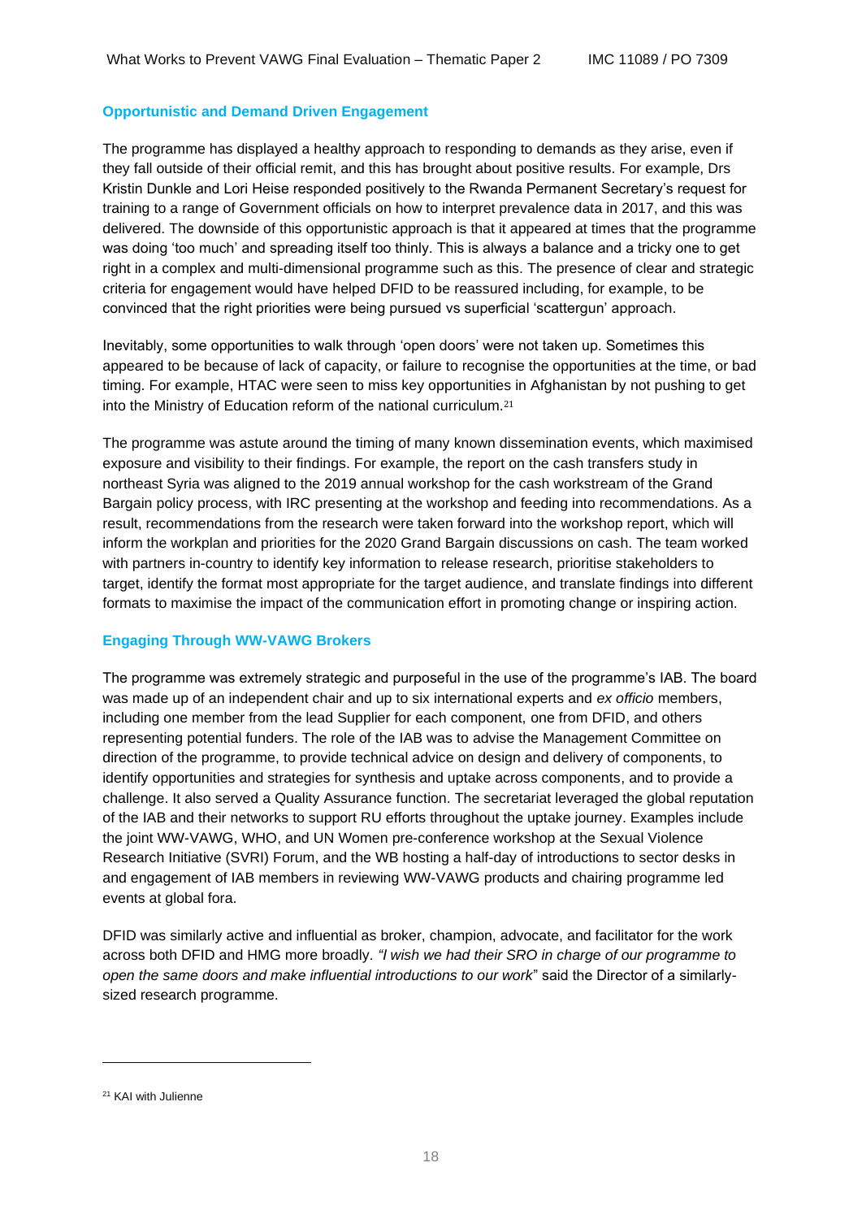### Opportunistic and Demand Driven Engagement

The programme has displayed a healthy approach to responding to demands as they arise, even if they fall outside of their official remit, and this has brought about positive results. For example, Drs Kristin Dunkle and Lori Heise responded positively to the Rwanda Permanent Secretary's request for training to a range of Government officials on how to interpret prevalence data in 2017, and this was delivered. The downside of this opportunistic approach is that it appeared at times that the programme was doing 'too much' and spreading itself too thinly. This is always a balance and a tricky one to get right in a complex and multi-dimensional programme such as this. The presence of clear and strategic criteria for engagement would have helped DFID to be reassured including, for example, to be convinced that the right priorities were being pursued vs superficial 'scattergun' approach.

Inevitably, some opportunities to walk through 'open doors' were not taken up. Sometimes this appeared to be because of lack of capacity, or failure to recognise the opportunities at the time, or bad timing. For example, HTAC were seen to miss key opportunities in Afghanistan by not pushing to get into the Ministry of Education reform of the national curriculum.[21]

The programme was astute around the timing of many known dissemination events, which maximised exposure and visibility to their findings. For example, the report on the cash transfers study in northeast Syria was aligned to the 2019 annual workshop for the cash workstream of the Grand Bargain policy process, with IRC presenting at the workshop and feeding into recommendations. As a result, recommendations from the research were taken forward into the workshop report, which will inform the workplan and priorities for the 2020 Grand Bargain discussions on cash. The team worked with partners in-country to identify key information to release research, prioritise stakeholders to target, identify the format most appropriate for the target audience, and translate findings into different formats to maximise the impact of the communication effort in promoting change or inspiring action.

### Engaging Through WW-VAWG Brokers

The programme was extremely strategic and purposeful in the use of the programme's IAB. The board was made up of an independent chair and up to six international experts and *ex officio* members, including one member from the lead Supplier for each component, one from DFID, and others representing potential funders. The role of the IAB was to advise the Management Committee on direction of the programme, to provide technical advice on design and delivery of components, to identify opportunities and strategies for synthesis and uptake across components, and to provide a challenge. It also served a Quality Assurance function. The secretariat leveraged the global reputation of the IAB and their networks to support RU efforts throughout the uptake journey. Examples include the joint WW-VAWG, WHO, and UN Women pre-conference workshop at the Sexual Violence Research Initiative (SVRI) Forum, and the WB hosting a half-day of introductions to sector desks in and engagement of IAB members in reviewing WW-VAWG products and chairing programme led events at global fora.

DFID was similarly active and influential as broker, champion, advocate, and facilitator for the work across both DFID and HMG more broadly. *"I wish we had their SRO in charge of our programme to open the same doors and make influential introductions to our work*" said the Director of a similarly-sized research programme.

---

[21] KAI with Julienne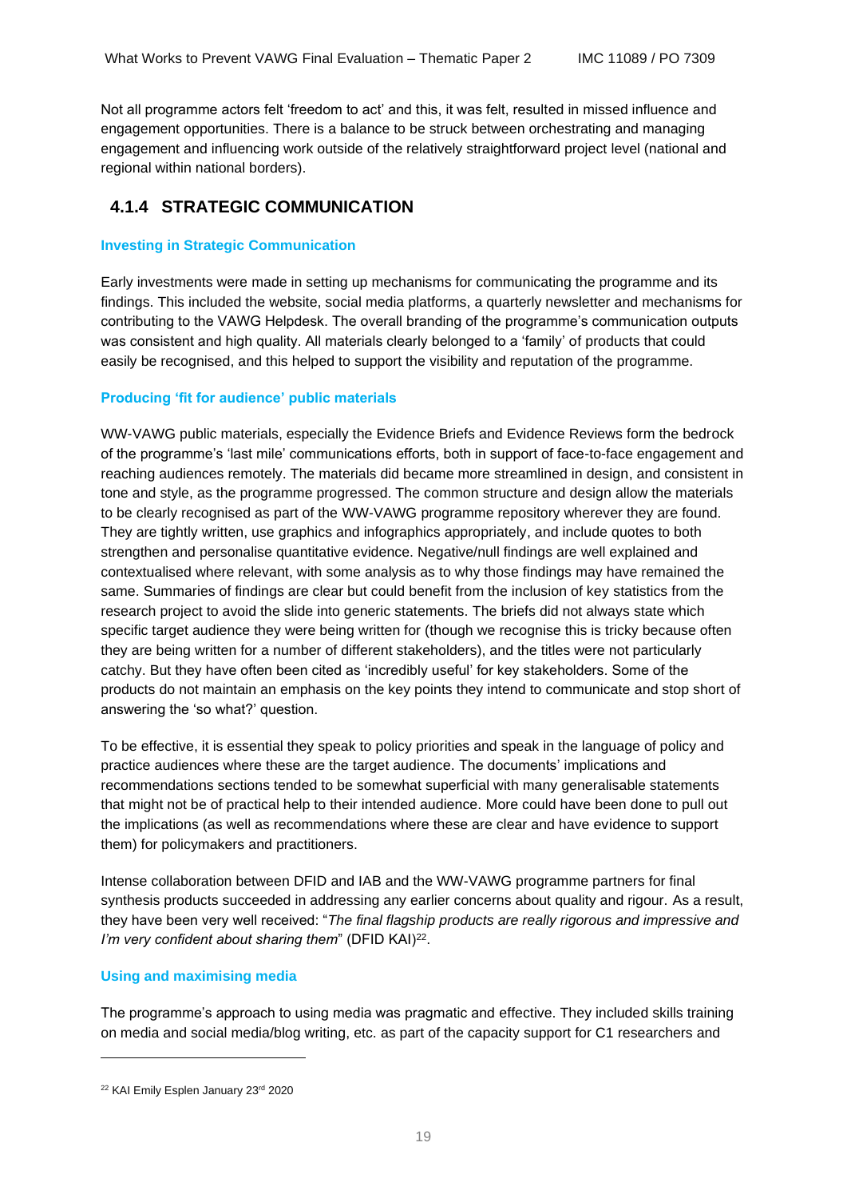Not all programme actors felt 'freedom to act' and this, it was felt, resulted in missed influence and engagement opportunities. There is a balance to be struck between orchestrating and managing engagement and influencing work outside of the relatively straightforward project level (national and regional within national borders).

### 4.1.4 STRATEGIC COMMUNICATION

**Investing in Strategic Communication**

Early investments were made in setting up mechanisms for communicating the programme and its findings. This included the website, social media platforms, a quarterly newsletter and mechanisms for contributing to the VAWG Helpdesk. The overall branding of the programme's communication outputs was consistent and high quality. All materials clearly belonged to a 'family' of products that could easily be recognised, and this helped to support the visibility and reputation of the programme.

**Producing 'fit for audience' public materials**

WW-VAWG public materials, especially the Evidence Briefs and Evidence Reviews form the bedrock of the programme's 'last mile' communications efforts, both in support of face-to-face engagement and reaching audiences remotely. The materials did became more streamlined in design, and consistent in tone and style, as the programme progressed. The common structure and design allow the materials to be clearly recognised as part of the WW-VAWG programme repository wherever they are found. They are tightly written, use graphics and infographics appropriately, and include quotes to both strengthen and personalise quantitative evidence. Negative/null findings are well explained and contextualised where relevant, with some analysis as to why those findings may have remained the same. Summaries of findings are clear but could benefit from the inclusion of key statistics from the research project to avoid the slide into generic statements. The briefs did not always state which specific target audience they were being written for (though we recognise this is tricky because often they are being written for a number of different stakeholders), and the titles were not particularly catchy. But they have often been cited as 'incredibly useful' for key stakeholders. Some of the products do not maintain an emphasis on the key points they intend to communicate and stop short of answering the 'so what?' question.

To be effective, it is essential they speak to policy priorities and speak in the language of policy and practice audiences where these are the target audience. The documents' implications and recommendations sections tended to be somewhat superficial with many generalisable statements that might not be of practical help to their intended audience. More could have been done to pull out the implications (as well as recommendations where these are clear and have evidence to support them) for policymakers and practitioners.

Intense collaboration between DFID and IAB and the WW-VAWG programme partners for final synthesis products succeeded in addressing any earlier concerns about quality and rigour. As a result, they have been very well received: "*The final flagship products are really rigorous and impressive and I'm very confident about sharing them*" (DFID KAI)[22].

**Using and maximising media**

The programme's approach to using media was pragmatic and effective. They included skills training on media and social media/blog writing, etc. as part of the capacity support for C1 researchers and

[22] KAI Emily Esplen January 23rd 2020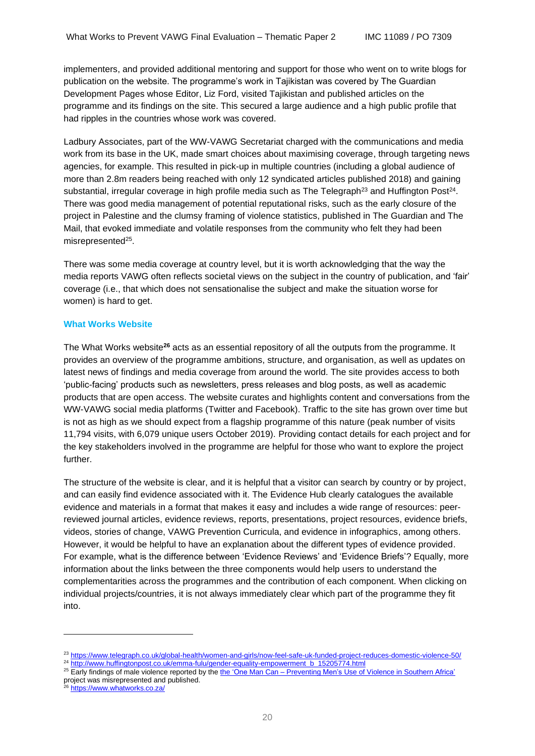implementers, and provided additional mentoring and support for those who went on to write blogs for publication on the website. The programme's work in Tajikistan was covered by The Guardian Development Pages whose Editor, Liz Ford, visited Tajikistan and published articles on the programme and its findings on the site. This secured a large audience and a high public profile that had ripples in the countries whose work was covered.

Ladbury Associates, part of the WW-VAWG Secretariat charged with the communications and media work from its base in the UK, made smart choices about maximising coverage, through targeting news agencies, for example. This resulted in pick-up in multiple countries (including a global audience of more than 2.8m readers being reached with only 12 syndicated articles published 2018) and gaining substantial, irregular coverage in high profile media such as The Telegraph[23] and Huffington Post[24]. There was good media management of potential reputational risks, such as the early closure of the project in Palestine and the clumsy framing of violence statistics, published in The Guardian and The Mail, that evoked immediate and volatile responses from the community who felt they had been misrepresented[25].

There was some media coverage at country level, but it is worth acknowledging that the way the media reports VAWG often reflects societal views on the subject in the country of publication, and 'fair' coverage (i.e., that which does not sensationalise the subject and make the situation worse for women) is hard to get.

### What Works Website

The What Works website[26] acts as an essential repository of all the outputs from the programme. It provides an overview of the programme ambitions, structure, and organisation, as well as updates on latest news of findings and media coverage from around the world. The site provides access to both 'public-facing' products such as newsletters, press releases and blog posts, as well as academic products that are open access. The website curates and highlights content and conversations from the WW-VAWG social media platforms (Twitter and Facebook). Traffic to the site has grown over time but is not as high as we should expect from a flagship programme of this nature (peak number of visits 11,794 visits, with 6,079 unique users October 2019). Providing contact details for each project and for the key stakeholders involved in the programme are helpful for those who want to explore the project further.

The structure of the website is clear, and it is helpful that a visitor can search by country or by project, and can easily find evidence associated with it. The Evidence Hub clearly catalogues the available evidence and materials in a format that makes it easy and includes a wide range of resources: peer-reviewed journal articles, evidence reviews, reports, presentations, project resources, evidence briefs, videos, stories of change, VAWG Prevention Curricula, and evidence in infographics, among others. However, it would be helpful to have an explanation about the different types of evidence provided. For example, what is the difference between 'Evidence Reviews' and 'Evidence Briefs'? Equally, more information about the links between the three components would help users to understand the complementarities across the programmes and the contribution of each component. When clicking on individual projects/countries, it is not always immediately clear which part of the programme they fit into.

---

[23] https://www.telegraph.co.uk/global-health/women-and-girls/now-feel-safe-uk-funded-project-reduces-domestic-violence-50/

[24] http://www.huffingtonpost.co.uk/emma-fulu/gender-equality-empowerment_b_15205774.html

[25] Early findings of male violence reported by the the 'One Man Can – Preventing Men's Use of Violence in Southern Africa' project was misrepresented and published.

[26] https://www.whatworks.co.za/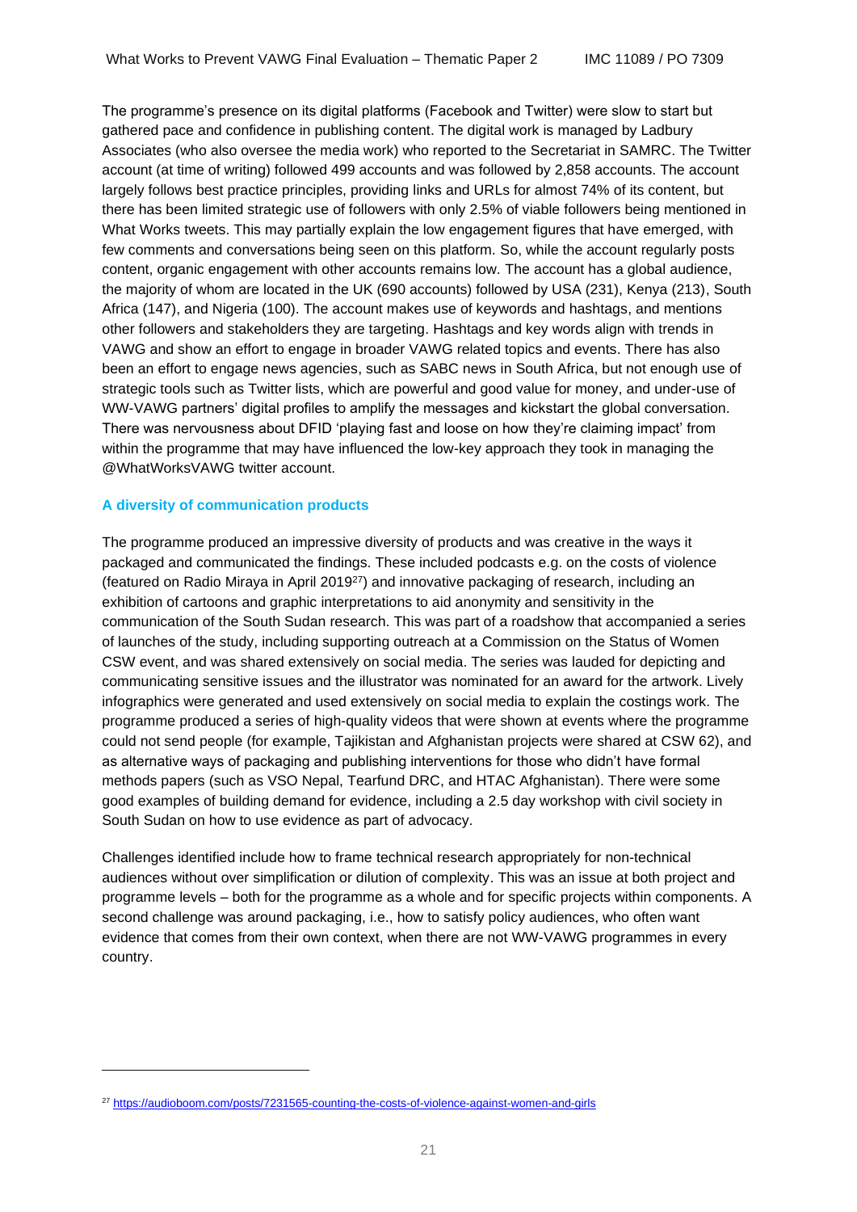The programme's presence on its digital platforms (Facebook and Twitter) were slow to start but gathered pace and confidence in publishing content. The digital work is managed by Ladbury Associates (who also oversee the media work) who reported to the Secretariat in SAMRC. The Twitter account (at time of writing) followed 499 accounts and was followed by 2,858 accounts. The account largely follows best practice principles, providing links and URLs for almost 74% of its content, but there has been limited strategic use of followers with only 2.5% of viable followers being mentioned in What Works tweets. This may partially explain the low engagement figures that have emerged, with few comments and conversations being seen on this platform. So, while the account regularly posts content, organic engagement with other accounts remains low. The account has a global audience, the majority of whom are located in the UK (690 accounts) followed by USA (231), Kenya (213), South Africa (147), and Nigeria (100). The account makes use of keywords and hashtags, and mentions other followers and stakeholders they are targeting. Hashtags and key words align with trends in VAWG and show an effort to engage in broader VAWG related topics and events. There has also been an effort to engage news agencies, such as SABC news in South Africa, but not enough use of strategic tools such as Twitter lists, which are powerful and good value for money, and under-use of WW-VAWG partners' digital profiles to amplify the messages and kickstart the global conversation. There was nervousness about DFID 'playing fast and loose on how they're claiming impact' from within the programme that may have influenced the low-key approach they took in managing the @WhatWorksVAWG twitter account.

### A diversity of communication products

The programme produced an impressive diversity of products and was creative in the ways it packaged and communicated the findings. These included podcasts e.g. on the costs of violence (featured on Radio Miraya in April 2019[27]) and innovative packaging of research, including an exhibition of cartoons and graphic interpretations to aid anonymity and sensitivity in the communication of the South Sudan research. This was part of a roadshow that accompanied a series of launches of the study, including supporting outreach at a Commission on the Status of Women CSW event, and was shared extensively on social media. The series was lauded for depicting and communicating sensitive issues and the illustrator was nominated for an award for the artwork. Lively infographics were generated and used extensively on social media to explain the costings work. The programme produced a series of high-quality videos that were shown at events where the programme could not send people (for example, Tajikistan and Afghanistan projects were shared at CSW 62), and as alternative ways of packaging and publishing interventions for those who didn't have formal methods papers (such as VSO Nepal, Tearfund DRC, and HTAC Afghanistan). There were some good examples of building demand for evidence, including a 2.5 day workshop with civil society in South Sudan on how to use evidence as part of advocacy.

Challenges identified include how to frame technical research appropriately for non-technical audiences without over simplification or dilution of complexity. This was an issue at both project and programme levels – both for the programme as a whole and for specific projects within components. A second challenge was around packaging, i.e., how to satisfy policy audiences, who often want evidence that comes from their own context, when there are not WW-VAWG programmes in every country.

---

[27] https://audioboom.com/posts/7231565-counting-the-costs-of-violence-against-women-and-girls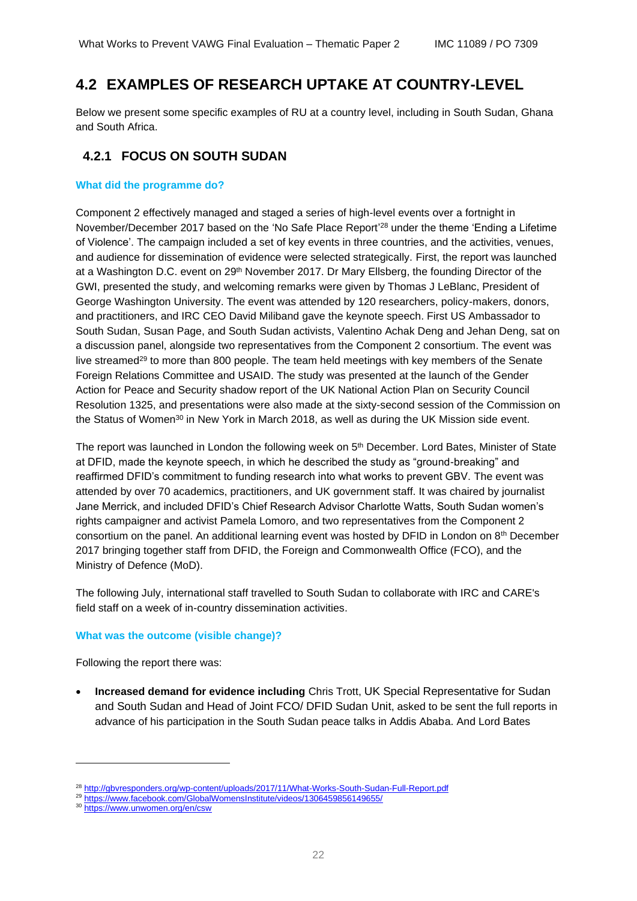## 4.2 EXAMPLES OF RESEARCH UPTAKE AT COUNTRY-LEVEL

Below we present some specific examples of RU at a country level, including in South Sudan, Ghana and South Africa.

### 4.2.1 FOCUS ON SOUTH SUDAN

#### What did the programme do?

Component 2 effectively managed and staged a series of high-level events over a fortnight in November/December 2017 based on the 'No Safe Place Report'[28] under the theme 'Ending a Lifetime of Violence'. The campaign included a set of key events in three countries, and the activities, venues, and audience for dissemination of evidence were selected strategically. First, the report was launched at a Washington D.C. event on 29th November 2017. Dr Mary Ellsberg, the founding Director of the GWI, presented the study, and welcoming remarks were given by Thomas J LeBlanc, President of George Washington University. The event was attended by 120 researchers, policy-makers, donors, and practitioners, and IRC CEO David Miliband gave the keynote speech. First US Ambassador to South Sudan, Susan Page, and South Sudan activists, Valentino Achak Deng and Jehan Deng, sat on a discussion panel, alongside two representatives from the Component 2 consortium. The event was live streamed[29] to more than 800 people. The team held meetings with key members of the Senate Foreign Relations Committee and USAID. The study was presented at the launch of the Gender Action for Peace and Security shadow report of the UK National Action Plan on Security Council Resolution 1325, and presentations were also made at the sixty-second session of the Commission on the Status of Women[30] in New York in March 2018, as well as during the UK Mission side event.

The report was launched in London the following week on 5th December. Lord Bates, Minister of State at DFID, made the keynote speech, in which he described the study as "ground-breaking" and reaffirmed DFID's commitment to funding research into what works to prevent GBV. The event was attended by over 70 academics, practitioners, and UK government staff. It was chaired by journalist Jane Merrick, and included DFID's Chief Research Advisor Charlotte Watts, South Sudan women's rights campaigner and activist Pamela Lomoro, and two representatives from the Component 2 consortium on the panel. An additional learning event was hosted by DFID in London on 8th December 2017 bringing together staff from DFID, the Foreign and Commonwealth Office (FCO), and the Ministry of Defence (MoD).

The following July, international staff travelled to South Sudan to collaborate with IRC and CARE's field staff on a week of in-country dissemination activities.

#### What was the outcome (visible change)?

Following the report there was:

- **Increased demand for evidence including** Chris Trott, UK Special Representative for Sudan and South Sudan and Head of Joint FCO/ DFID Sudan Unit, asked to be sent the full reports in advance of his participation in the South Sudan peace talks in Addis Ababa. And Lord Bates

---

[28] http://gbvresponders.org/wp-content/uploads/2017/11/What-Works-South-Sudan-Full-Report.pdf

[29] https://www.facebook.com/GlobalWomensInstitute/videos/1306459856149655/

[30] https://www.unwomen.org/en/csw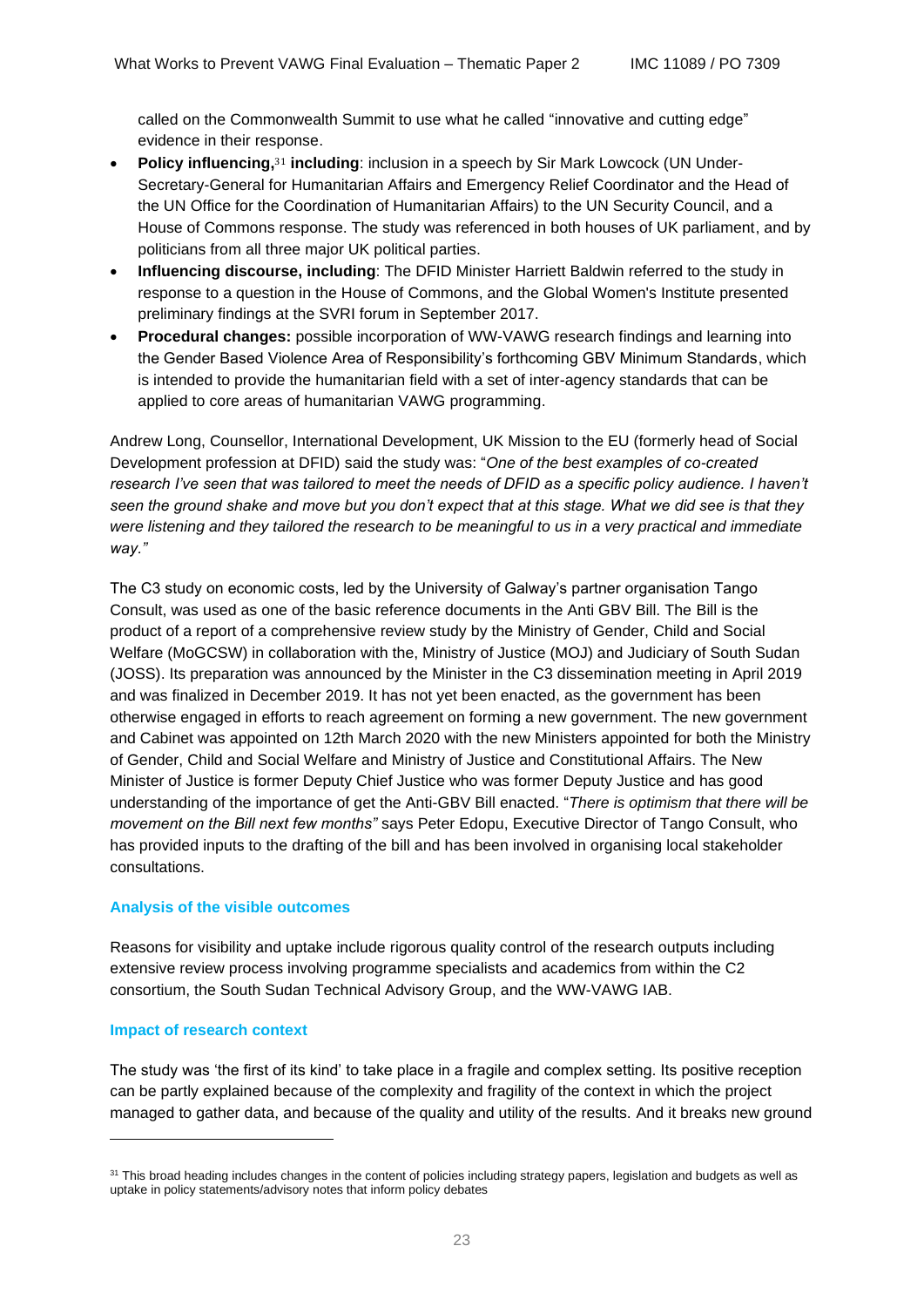called on the Commonwealth Summit to use what he called "innovative and cutting edge" evidence in their response.

- **Policy influencing,**[31] **including**: inclusion in a speech by Sir Mark Lowcock (UN Under-Secretary-General for Humanitarian Affairs and Emergency Relief Coordinator and the Head of the UN Office for the Coordination of Humanitarian Affairs) to the UN Security Council, and a House of Commons response. The study was referenced in both houses of UK parliament, and by politicians from all three major UK political parties.
- **Influencing discourse, including**: The DFID Minister Harriett Baldwin referred to the study in response to a question in the House of Commons, and the Global Women's Institute presented preliminary findings at the SVRI forum in September 2017.
- **Procedural changes:** possible incorporation of WW-VAWG research findings and learning into the Gender Based Violence Area of Responsibility's forthcoming GBV Minimum Standards, which is intended to provide the humanitarian field with a set of inter-agency standards that can be applied to core areas of humanitarian VAWG programming.

Andrew Long, Counsellor, International Development, UK Mission to the EU (formerly head of Social Development profession at DFID) said the study was: "*One of the best examples of co-created research I've seen that was tailored to meet the needs of DFID as a specific policy audience. I haven't seen the ground shake and move but you don't expect that at this stage. What we did see is that they were listening and they tailored the research to be meaningful to us in a very practical and immediate way."*

The C3 study on economic costs, led by the University of Galway's partner organisation Tango Consult, was used as one of the basic reference documents in the Anti GBV Bill. The Bill is the product of a report of a comprehensive review study by the Ministry of Gender, Child and Social Welfare (MoGCSW) in collaboration with the, Ministry of Justice (MOJ) and Judiciary of South Sudan (JOSS). Its preparation was announced by the Minister in the C3 dissemination meeting in April 2019 and was finalized in December 2019. It has not yet been enacted, as the government has been otherwise engaged in efforts to reach agreement on forming a new government. The new government and Cabinet was appointed on 12th March 2020 with the new Ministers appointed for both the Ministry of Gender, Child and Social Welfare and Ministry of Justice and Constitutional Affairs. The New Minister of Justice is former Deputy Chief Justice who was former Deputy Justice and has good understanding of the importance of get the Anti-GBV Bill enacted. "*There is optimism that there will be movement on the Bill next few months"* says Peter Edopu, Executive Director of Tango Consult, who has provided inputs to the drafting of the bill and has been involved in organising local stakeholder consultations.

### Analysis of the visible outcomes

Reasons for visibility and uptake include rigorous quality control of the research outputs including extensive review process involving programme specialists and academics from within the C2 consortium, the South Sudan Technical Advisory Group, and the WW-VAWG IAB.

### Impact of research context

The study was 'the first of its kind' to take place in a fragile and complex setting. Its positive reception can be partly explained because of the complexity and fragility of the context in which the project managed to gather data, and because of the quality and utility of the results. And it breaks new ground

[31] This broad heading includes changes in the content of policies including strategy papers, legislation and budgets as well as uptake in policy statements/advisory notes that inform policy debates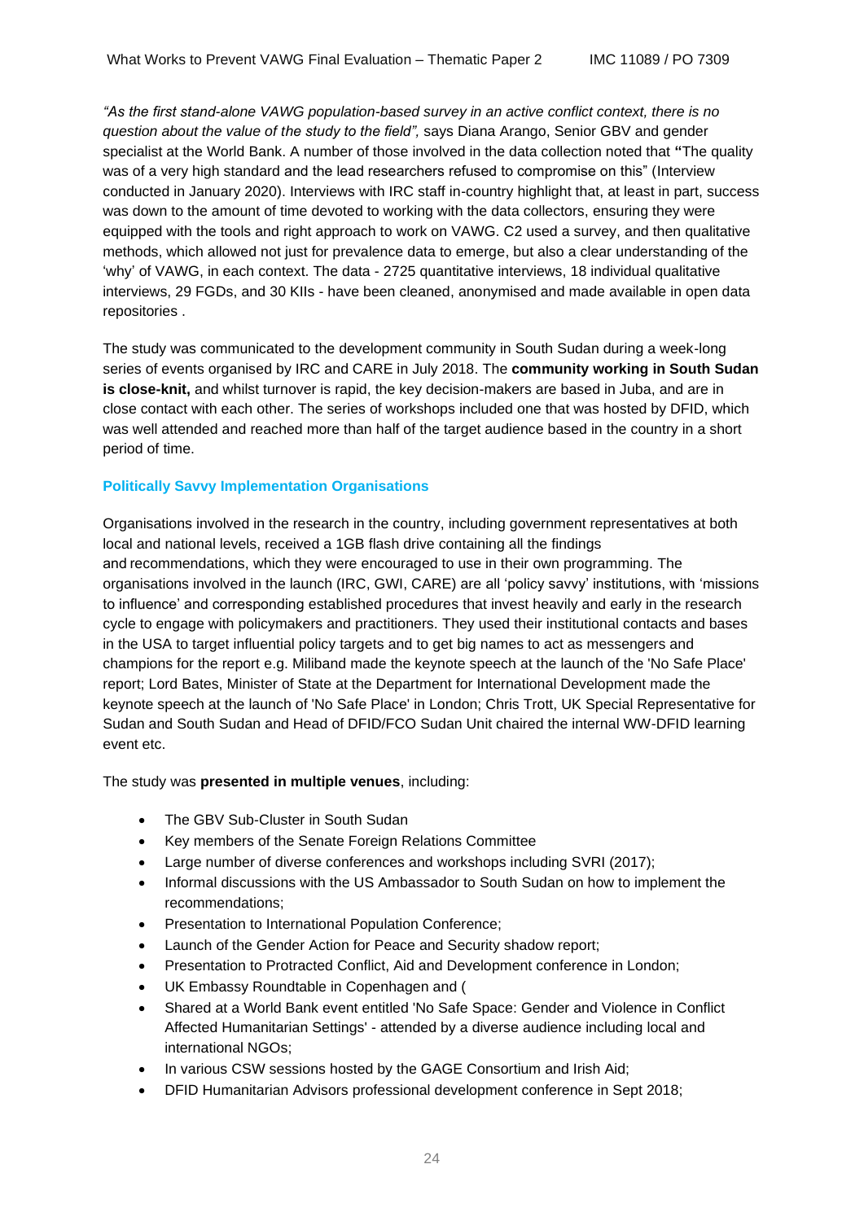*"As the first stand-alone VAWG population-based survey in an active conflict context, there is no question about the value of the study to the field",* says Diana Arango, Senior GBV and gender specialist at the World Bank. A number of those involved in the data collection noted that **"**The quality was of a very high standard and the lead researchers refused to compromise on this" (Interview conducted in January 2020). Interviews with IRC staff in-country highlight that, at least in part, success was down to the amount of time devoted to working with the data collectors, ensuring they were equipped with the tools and right approach to work on VAWG. C2 used a survey, and then qualitative methods, which allowed not just for prevalence data to emerge, but also a clear understanding of the 'why' of VAWG, in each context. The data - 2725 quantitative interviews, 18 individual qualitative interviews, 29 FGDs, and 30 KIIs - have been cleaned, anonymised and made available in open data repositories .

The study was communicated to the development community in South Sudan during a week-long series of events organised by IRC and CARE in July 2018. The **community working in South Sudan is close-knit,** and whilst turnover is rapid, the key decision-makers are based in Juba, and are in close contact with each other. The series of workshops included one that was hosted by DFID, which was well attended and reached more than half of the target audience based in the country in a short period of time.

### Politically Savvy Implementation Organisations

Organisations involved in the research in the country, including government representatives at both local and national levels, received a 1GB flash drive containing all the findings and recommendations, which they were encouraged to use in their own programming. The organisations involved in the launch (IRC, GWI, CARE) are all 'policy savvy' institutions, with 'missions to influence' and corresponding established procedures that invest heavily and early in the research cycle to engage with policymakers and practitioners. They used their institutional contacts and bases in the USA to target influential policy targets and to get big names to act as messengers and champions for the report e.g. Miliband made the keynote speech at the launch of the 'No Safe Place' report; Lord Bates, Minister of State at the Department for International Development made the keynote speech at the launch of 'No Safe Place' in London; Chris Trott, UK Special Representative for Sudan and South Sudan and Head of DFID/FCO Sudan Unit chaired the internal WW-DFID learning event etc.

The study was **presented in multiple venues**, including:

- The GBV Sub-Cluster in South Sudan
- Key members of the Senate Foreign Relations Committee
- Large number of diverse conferences and workshops including SVRI (2017);
- Informal discussions with the US Ambassador to South Sudan on how to implement the recommendations;
- Presentation to International Population Conference;
- Launch of the Gender Action for Peace and Security shadow report;
- Presentation to Protracted Conflict, Aid and Development conference in London;
- UK Embassy Roundtable in Copenhagen and (
- Shared at a World Bank event entitled 'No Safe Space: Gender and Violence in Conflict Affected Humanitarian Settings' - attended by a diverse audience including local and international NGOs;
- In various CSW sessions hosted by the GAGE Consortium and Irish Aid;
- DFID Humanitarian Advisors professional development conference in Sept 2018;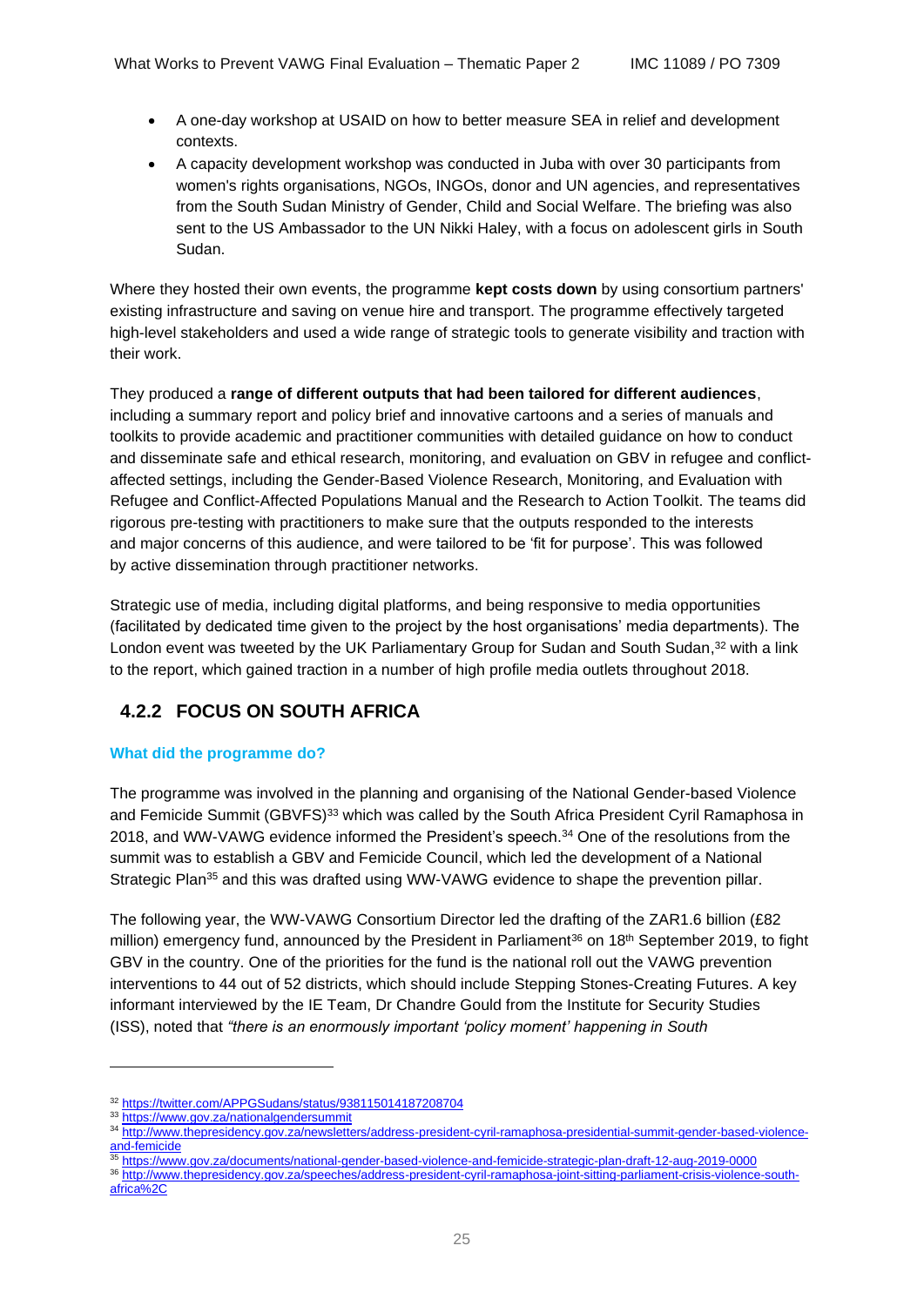- A one-day workshop at USAID on how to better measure SEA in relief and development contexts.
- A capacity development workshop was conducted in Juba with over 30 participants from women's rights organisations, NGOs, INGOs, donor and UN agencies, and representatives from the South Sudan Ministry of Gender, Child and Social Welfare. The briefing was also sent to the US Ambassador to the UN Nikki Haley, with a focus on adolescent girls in South Sudan.

Where they hosted their own events, the programme **kept costs down** by using consortium partners' existing infrastructure and saving on venue hire and transport. The programme effectively targeted high-level stakeholders and used a wide range of strategic tools to generate visibility and traction with their work.

They produced a **range of different outputs that had been tailored for different audiences**, including a summary report and policy brief and innovative cartoons and a series of manuals and toolkits to provide academic and practitioner communities with detailed guidance on how to conduct and disseminate safe and ethical research, monitoring, and evaluation on GBV in refugee and conflict-affected settings, including the Gender-Based Violence Research, Monitoring, and Evaluation with Refugee and Conflict-Affected Populations Manual and the Research to Action Toolkit. The teams did rigorous pre-testing with practitioners to make sure that the outputs responded to the interests and major concerns of this audience, and were tailored to be 'fit for purpose'. This was followed by active dissemination through practitioner networks.

Strategic use of media, including digital platforms, and being responsive to media opportunities (facilitated by dedicated time given to the project by the host organisations' media departments). The London event was tweeted by the UK Parliamentary Group for Sudan and South Sudan,[32] with a link to the report, which gained traction in a number of high profile media outlets throughout 2018.

### 4.2.2 FOCUS ON SOUTH AFRICA

#### What did the programme do?

The programme was involved in the planning and organising of the National Gender-based Violence and Femicide Summit (GBVFS)[33] which was called by the South Africa President Cyril Ramaphosa in 2018, and WW-VAWG evidence informed the President's speech.[34] One of the resolutions from the summit was to establish a GBV and Femicide Council, which led the development of a National Strategic Plan[35] and this was drafted using WW-VAWG evidence to shape the prevention pillar.

The following year, the WW-VAWG Consortium Director led the drafting of the ZAR1.6 billion (£82 million) emergency fund, announced by the President in Parliament[36] on 18th September 2019, to fight GBV in the country. One of the priorities for the fund is the national roll out the VAWG prevention interventions to 44 out of 52 districts, which should include Stepping Stones-Creating Futures. A key informant interviewed by the IE Team, Dr Chandre Gould from the Institute for Security Studies (ISS), noted that *"there is an enormously important 'policy moment' happening in South*

---

[32] https://twitter.com/APPGSudans/status/938115014187208704

[33] https://www.gov.za/nationalgendersummit

[34] http://www.thepresidency.gov.za/newsletters/address-president-cyril-ramaphosa-presidential-summit-gender-based-violence-and-femicide

[35] https://www.gov.za/documents/national-gender-based-violence-and-femicide-strategic-plan-draft-12-aug-2019-0000

[36] http://www.thepresidency.gov.za/speeches/address-president-cyril-ramaphosa-joint-sitting-parliament-crisis-violence-south-africa%2C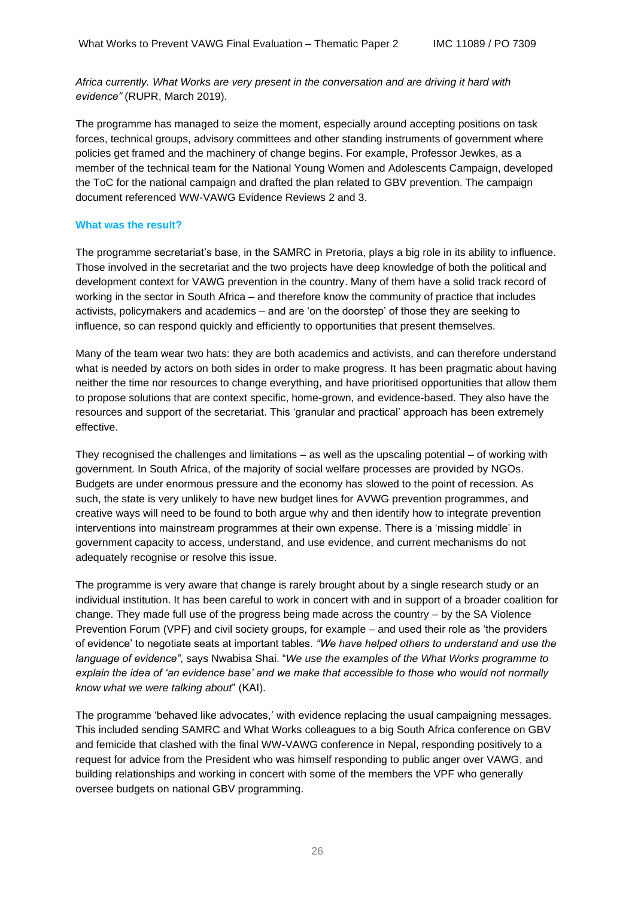*Africa currently. What Works are very present in the conversation and are driving it hard with evidence"* (RUPR, March 2019).

The programme has managed to seize the moment, especially around accepting positions on task forces, technical groups, advisory committees and other standing instruments of government where policies get framed and the machinery of change begins. For example, Professor Jewkes, as a member of the technical team for the National Young Women and Adolescents Campaign, developed the ToC for the national campaign and drafted the plan related to GBV prevention. The campaign document referenced WW-VAWG Evidence Reviews 2 and 3.

#### What was the result?

The programme secretariat's base, in the SAMRC in Pretoria, plays a big role in its ability to influence. Those involved in the secretariat and the two projects have deep knowledge of both the political and development context for VAWG prevention in the country. Many of them have a solid track record of working in the sector in South Africa – and therefore know the community of practice that includes activists, policymakers and academics – and are 'on the doorstep' of those they are seeking to influence, so can respond quickly and efficiently to opportunities that present themselves.

Many of the team wear two hats: they are both academics and activists, and can therefore understand what is needed by actors on both sides in order to make progress. It has been pragmatic about having neither the time nor resources to change everything, and have prioritised opportunities that allow them to propose solutions that are context specific, home-grown, and evidence-based. They also have the resources and support of the secretariat. This 'granular and practical' approach has been extremely effective.

They recognised the challenges and limitations – as well as the upscaling potential – of working with government. In South Africa, of the majority of social welfare processes are provided by NGOs. Budgets are under enormous pressure and the economy has slowed to the point of recession. As such, the state is very unlikely to have new budget lines for AVWG prevention programmes, and creative ways will need to be found to both argue why and then identify how to integrate prevention interventions into mainstream programmes at their own expense. There is a 'missing middle' in government capacity to access, understand, and use evidence, and current mechanisms do not adequately recognise or resolve this issue.

The programme is very aware that change is rarely brought about by a single research study or an individual institution. It has been careful to work in concert with and in support of a broader coalition for change. They made full use of the progress being made across the country – by the SA Violence Prevention Forum (VPF) and civil society groups, for example – and used their role as 'the providers of evidence' to negotiate seats at important tables. *"We have helped others to understand and use the language of evidence"*, says Nwabisa Shai. "*We use the examples of the What Works programme to explain the idea of 'an evidence base' and we make that accessible to those who would not normally know what we were talking about*" (KAI).

The programme 'behaved like advocates,' with evidence replacing the usual campaigning messages. This included sending SAMRC and What Works colleagues to a big South Africa conference on GBV and femicide that clashed with the final WW-VAWG conference in Nepal, responding positively to a request for advice from the President who was himself responding to public anger over VAWG, and building relationships and working in concert with some of the members the VPF who generally oversee budgets on national GBV programming.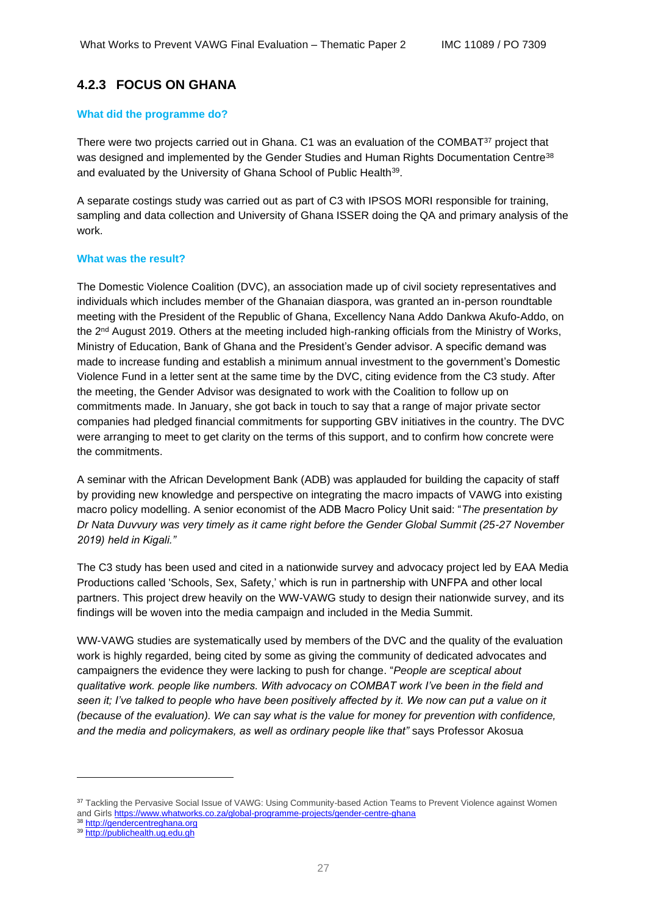### 4.2.3 FOCUS ON GHANA

**What did the programme do?**

There were two projects carried out in Ghana. C1 was an evaluation of the COMBAT[37] project that was designed and implemented by the Gender Studies and Human Rights Documentation Centre[38] and evaluated by the University of Ghana School of Public Health[39].

A separate costings study was carried out as part of C3 with IPSOS MORI responsible for training, sampling and data collection and University of Ghana ISSER doing the QA and primary analysis of the work.

**What was the result?**

The Domestic Violence Coalition (DVC), an association made up of civil society representatives and individuals which includes member of the Ghanaian diaspora, was granted an in-person roundtable meeting with the President of the Republic of Ghana, Excellency Nana Addo Dankwa Akufo-Addo, on the 2nd August 2019. Others at the meeting included high-ranking officials from the Ministry of Works, Ministry of Education, Bank of Ghana and the President's Gender advisor. A specific demand was made to increase funding and establish a minimum annual investment to the government's Domestic Violence Fund in a letter sent at the same time by the DVC, citing evidence from the C3 study. After the meeting, the Gender Advisor was designated to work with the Coalition to follow up on commitments made. In January, she got back in touch to say that a range of major private sector companies had pledged financial commitments for supporting GBV initiatives in the country. The DVC were arranging to meet to get clarity on the terms of this support, and to confirm how concrete were the commitments.

A seminar with the African Development Bank (ADB) was applauded for building the capacity of staff by providing new knowledge and perspective on integrating the macro impacts of VAWG into existing macro policy modelling. A senior economist of the ADB Macro Policy Unit said: "*The presentation by Dr Nata Duvvury was very timely as it came right before the Gender Global Summit (25-27 November 2019) held in Kigali."*

The C3 study has been used and cited in a nationwide survey and advocacy project led by EAA Media Productions called 'Schools, Sex, Safety,' which is run in partnership with UNFPA and other local partners. This project drew heavily on the WW-VAWG study to design their nationwide survey, and its findings will be woven into the media campaign and included in the Media Summit.

WW-VAWG studies are systematically used by members of the DVC and the quality of the evaluation work is highly regarded, being cited by some as giving the community of dedicated advocates and campaigners the evidence they were lacking to push for change. "*People are sceptical about qualitative work. people like numbers. With advocacy on COMBAT work I've been in the field and seen it; I've talked to people who have been positively affected by it. We now can put a value on it (because of the evaluation). We can say what is the value for money for prevention with confidence, and the media and policymakers, as well as ordinary people like that"* says Professor Akosua

---

[37] Tackling the Pervasive Social Issue of VAWG: Using Community-based Action Teams to Prevent Violence against Women and Girls https://www.whatworks.co.za/global-programme-projects/gender-centre-ghana

[38] http://gendercentreghana.org

[39] http://publichealth.ug.edu.gh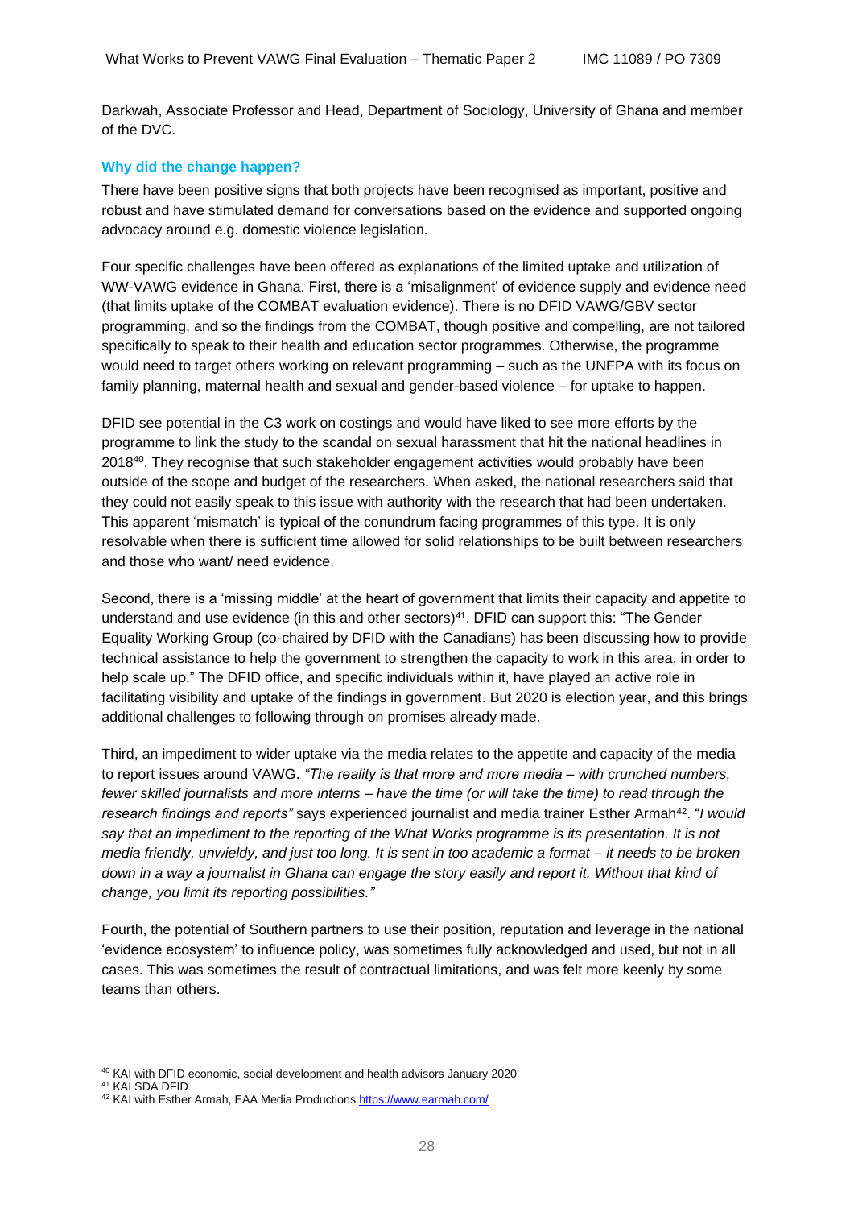Darkwah, Associate Professor and Head, Department of Sociology, University of Ghana and member of the DVC.

### Why did the change happen?

There have been positive signs that both projects have been recognised as important, positive and robust and have stimulated demand for conversations based on the evidence and supported ongoing advocacy around e.g. domestic violence legislation.

Four specific challenges have been offered as explanations of the limited uptake and utilization of WW-VAWG evidence in Ghana. First, there is a 'misalignment' of evidence supply and evidence need (that limits uptake of the COMBAT evaluation evidence). There is no DFID VAWG/GBV sector programming, and so the findings from the COMBAT, though positive and compelling, are not tailored specifically to speak to their health and education sector programmes. Otherwise, the programme would need to target others working on relevant programming – such as the UNFPA with its focus on family planning, maternal health and sexual and gender-based violence – for uptake to happen.

DFID see potential in the C3 work on costings and would have liked to see more efforts by the programme to link the study to the scandal on sexual harassment that hit the national headlines in 2018[40]. They recognise that such stakeholder engagement activities would probably have been outside of the scope and budget of the researchers. When asked, the national researchers said that they could not easily speak to this issue with authority with the research that had been undertaken. This apparent 'mismatch' is typical of the conundrum facing programmes of this type. It is only resolvable when there is sufficient time allowed for solid relationships to be built between researchers and those who want/ need evidence.

Second, there is a 'missing middle' at the heart of government that limits their capacity and appetite to understand and use evidence (in this and other sectors)[41]. DFID can support this: "The Gender Equality Working Group (co-chaired by DFID with the Canadians) has been discussing how to provide technical assistance to help the government to strengthen the capacity to work in this area, in order to help scale up." The DFID office, and specific individuals within it, have played an active role in facilitating visibility and uptake of the findings in government. But 2020 is election year, and this brings additional challenges to following through on promises already made.

Third, an impediment to wider uptake via the media relates to the appetite and capacity of the media to report issues around VAWG. *"The reality is that more and more media – with crunched numbers, fewer skilled journalists and more interns – have the time (or will take the time) to read through the research findings and reports"* says experienced journalist and media trainer Esther Armah[42]. "*I would say that an impediment to the reporting of the What Works programme is its presentation. It is not media friendly, unwieldy, and just too long. It is sent in too academic a format – it needs to be broken down in a way a journalist in Ghana can engage the story easily and report it. Without that kind of change, you limit its reporting possibilities."*

Fourth, the potential of Southern partners to use their position, reputation and leverage in the national 'evidence ecosystem' to influence policy, was sometimes fully acknowledged and used, but not in all cases. This was sometimes the result of contractual limitations, and was felt more keenly by some teams than others.

---

[40] KAI with DFID economic, social development and health advisors January 2020

[41] KAI SDA DFID

[42] KAI with Esther Armah, EAA Media Productions https://www.earmah.com/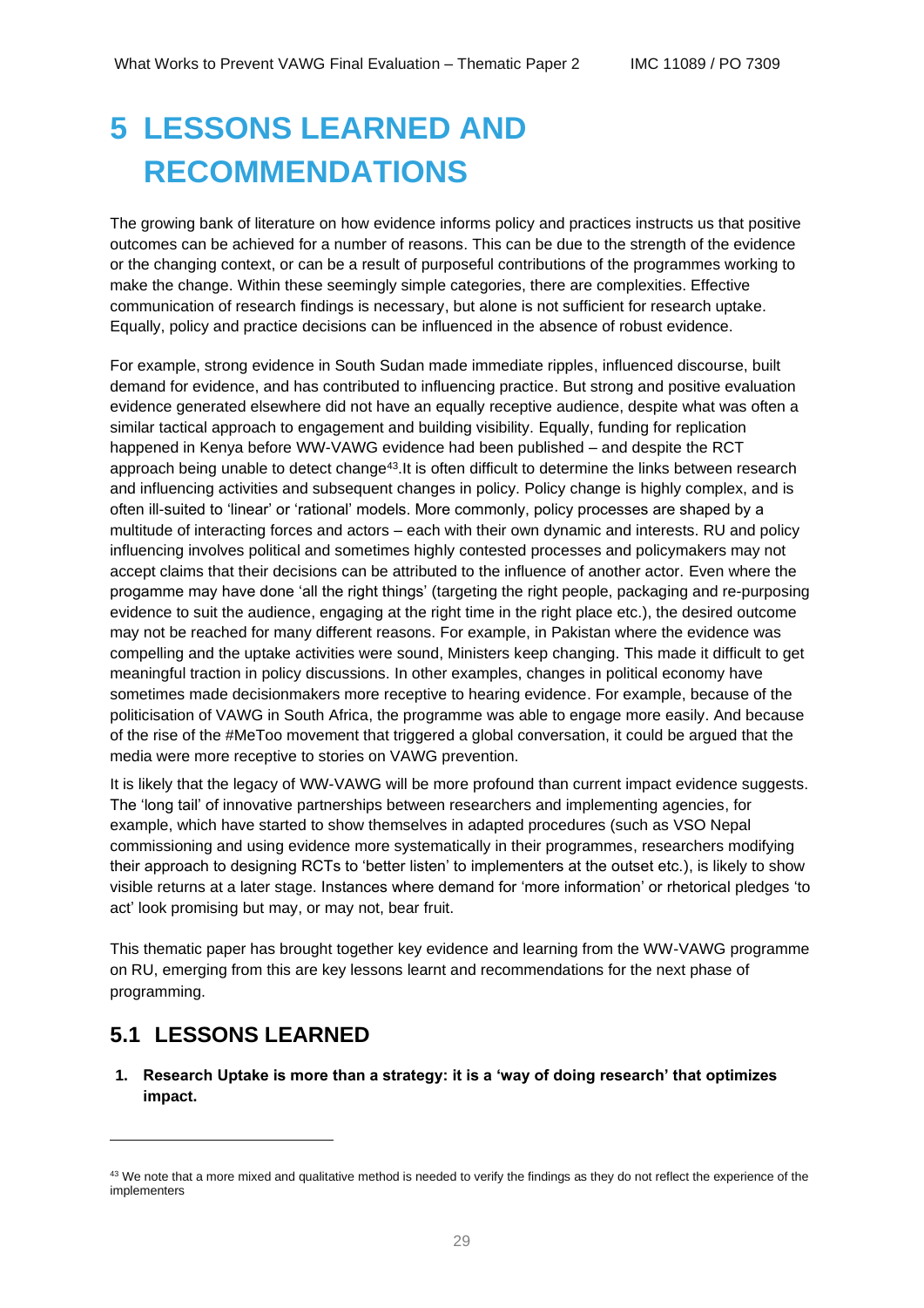# 5 LESSONS LEARNED AND RECOMMENDATIONS

The growing bank of literature on how evidence informs policy and practices instructs us that positive outcomes can be achieved for a number of reasons. This can be due to the strength of the evidence or the changing context, or can be a result of purposeful contributions of the programmes working to make the change. Within these seemingly simple categories, there are complexities. Effective communication of research findings is necessary, but alone is not sufficient for research uptake. Equally, policy and practice decisions can be influenced in the absence of robust evidence.

For example, strong evidence in South Sudan made immediate ripples, influenced discourse, built demand for evidence, and has contributed to influencing practice. But strong and positive evaluation evidence generated elsewhere did not have an equally receptive audience, despite what was often a similar tactical approach to engagement and building visibility. Equally, funding for replication happened in Kenya before WW-VAWG evidence had been published – and despite the RCT approach being unable to detect change[43].It is often difficult to determine the links between research and influencing activities and subsequent changes in policy. Policy change is highly complex, and is often ill-suited to 'linear' or 'rational' models. More commonly, policy processes are shaped by a multitude of interacting forces and actors – each with their own dynamic and interests. RU and policy influencing involves political and sometimes highly contested processes and policymakers may not accept claims that their decisions can be attributed to the influence of another actor. Even where the progamme may have done 'all the right things' (targeting the right people, packaging and re-purposing evidence to suit the audience, engaging at the right time in the right place etc.), the desired outcome may not be reached for many different reasons. For example, in Pakistan where the evidence was compelling and the uptake activities were sound, Ministers keep changing. This made it difficult to get meaningful traction in policy discussions. In other examples, changes in political economy have sometimes made decisionmakers more receptive to hearing evidence. For example, because of the politicisation of VAWG in South Africa, the programme was able to engage more easily. And because of the rise of the #MeToo movement that triggered a global conversation, it could be argued that the media were more receptive to stories on VAWG prevention.

It is likely that the legacy of WW-VAWG will be more profound than current impact evidence suggests. The 'long tail' of innovative partnerships between researchers and implementing agencies, for example, which have started to show themselves in adapted procedures (such as VSO Nepal commissioning and using evidence more systematically in their programmes, researchers modifying their approach to designing RCTs to 'better listen' to implementers at the outset etc.), is likely to show visible returns at a later stage. Instances where demand for 'more information' or rhetorical pledges 'to act' look promising but may, or may not, bear fruit.

This thematic paper has brought together key evidence and learning from the WW-VAWG programme on RU, emerging from this are key lessons learnt and recommendations for the next phase of programming.

## 5.1 LESSONS LEARNED

1. **Research Uptake is more than a strategy: it is a 'way of doing research' that optimizes impact.**

[43] We note that a more mixed and qualitative method is needed to verify the findings as they do not reflect the experience of the implementers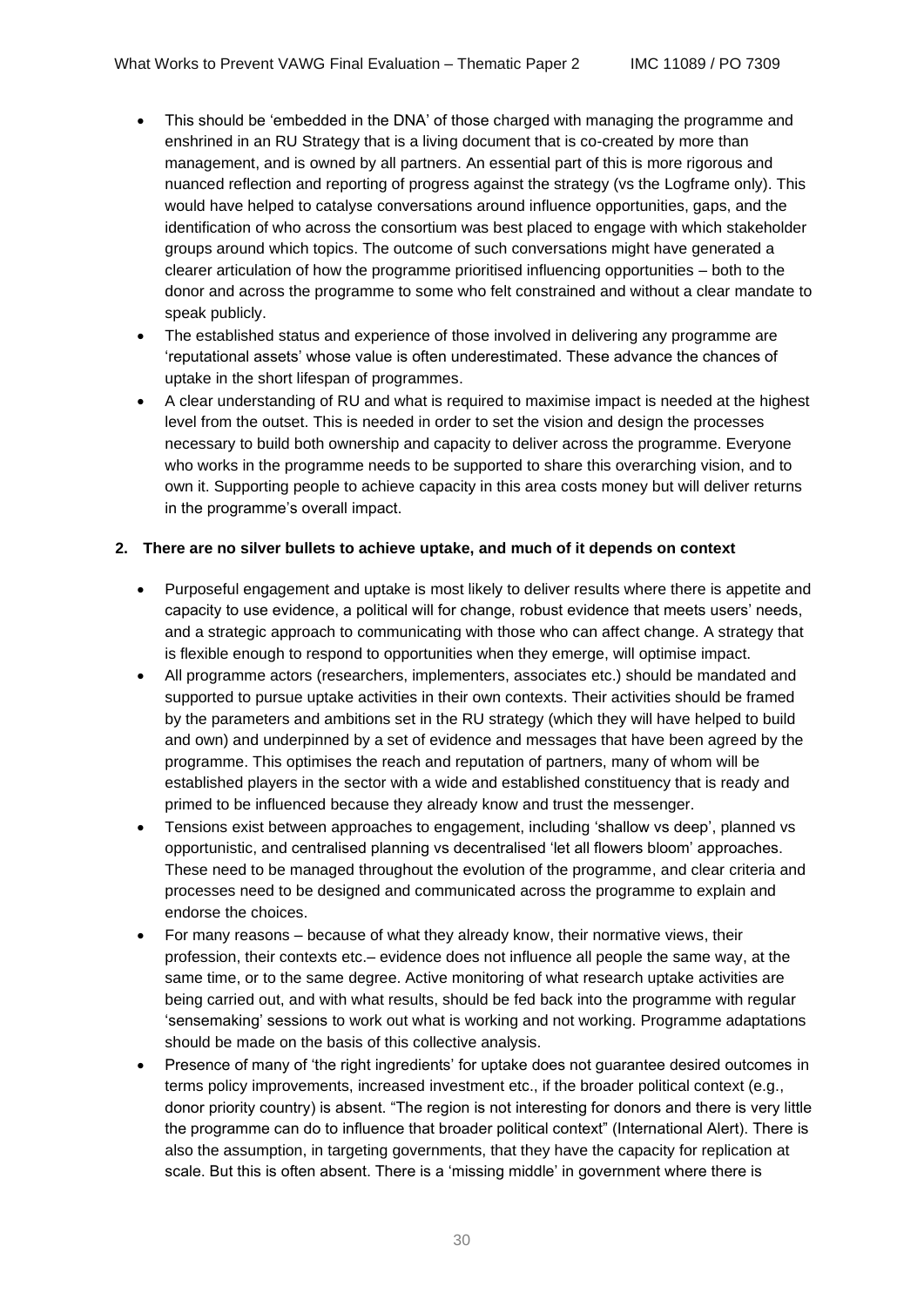- This should be 'embedded in the DNA' of those charged with managing the programme and enshrined in an RU Strategy that is a living document that is co-created by more than management, and is owned by all partners. An essential part of this is more rigorous and nuanced reflection and reporting of progress against the strategy (vs the Logframe only). This would have helped to catalyse conversations around influence opportunities, gaps, and the identification of who across the consortium was best placed to engage with which stakeholder groups around which topics. The outcome of such conversations might have generated a clearer articulation of how the programme prioritised influencing opportunities – both to the donor and across the programme to some who felt constrained and without a clear mandate to speak publicly.
- The established status and experience of those involved in delivering any programme are 'reputational assets' whose value is often underestimated. These advance the chances of uptake in the short lifespan of programmes.
- A clear understanding of RU and what is required to maximise impact is needed at the highest level from the outset. This is needed in order to set the vision and design the processes necessary to build both ownership and capacity to deliver across the programme. Everyone who works in the programme needs to be supported to share this overarching vision, and to own it. Supporting people to achieve capacity in this area costs money but will deliver returns in the programme's overall impact.

**2. There are no silver bullets to achieve uptake, and much of it depends on context**

- Purposeful engagement and uptake is most likely to deliver results where there is appetite and capacity to use evidence, a political will for change, robust evidence that meets users' needs, and a strategic approach to communicating with those who can affect change. A strategy that is flexible enough to respond to opportunities when they emerge, will optimise impact.
- All programme actors (researchers, implementers, associates etc.) should be mandated and supported to pursue uptake activities in their own contexts. Their activities should be framed by the parameters and ambitions set in the RU strategy (which they will have helped to build and own) and underpinned by a set of evidence and messages that have been agreed by the programme. This optimises the reach and reputation of partners, many of whom will be established players in the sector with a wide and established constituency that is ready and primed to be influenced because they already know and trust the messenger.
- Tensions exist between approaches to engagement, including 'shallow vs deep', planned vs opportunistic, and centralised planning vs decentralised 'let all flowers bloom' approaches. These need to be managed throughout the evolution of the programme, and clear criteria and processes need to be designed and communicated across the programme to explain and endorse the choices.
- For many reasons – because of what they already know, their normative views, their profession, their contexts etc.– evidence does not influence all people the same way, at the same time, or to the same degree. Active monitoring of what research uptake activities are being carried out, and with what results, should be fed back into the programme with regular 'sensemaking' sessions to work out what is working and not working. Programme adaptations should be made on the basis of this collective analysis.
- Presence of many of 'the right ingredients' for uptake does not guarantee desired outcomes in terms policy improvements, increased investment etc., if the broader political context (e.g., donor priority country) is absent. "The region is not interesting for donors and there is very little the programme can do to influence that broader political context" (International Alert). There is also the assumption, in targeting governments, that they have the capacity for replication at scale. But this is often absent. There is a 'missing middle' in government where there is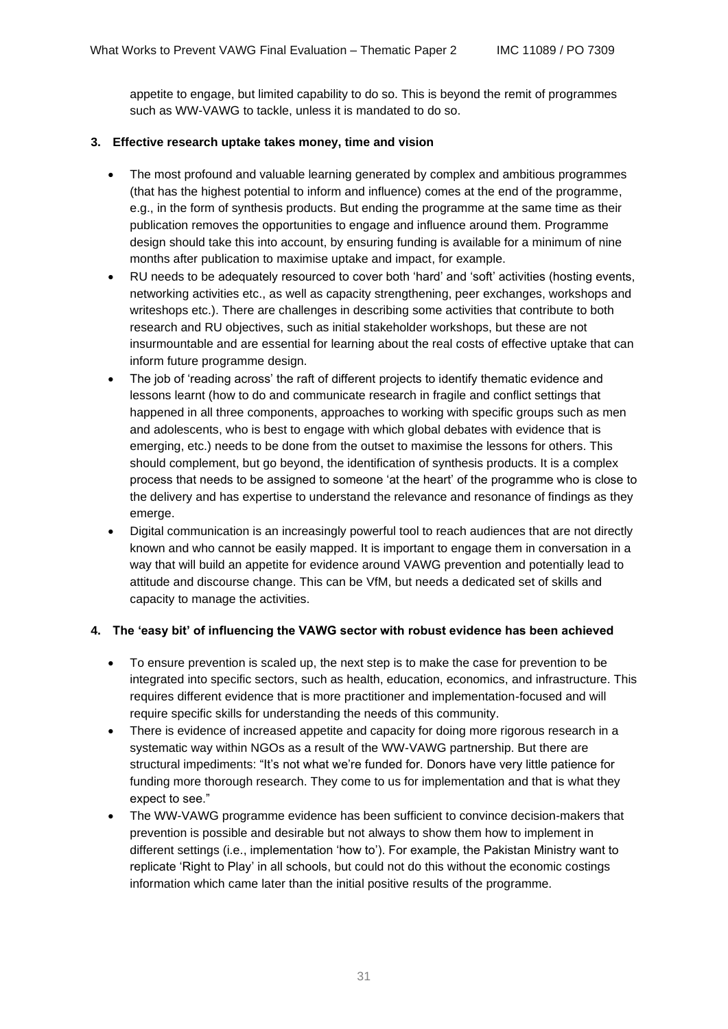appetite to engage, but limited capability to do so. This is beyond the remit of programmes such as WW-VAWG to tackle, unless it is mandated to do so.

**3. Effective research uptake takes money, time and vision**

- The most profound and valuable learning generated by complex and ambitious programmes (that has the highest potential to inform and influence) comes at the end of the programme, e.g., in the form of synthesis products. But ending the programme at the same time as their publication removes the opportunities to engage and influence around them. Programme design should take this into account, by ensuring funding is available for a minimum of nine months after publication to maximise uptake and impact, for example.
- RU needs to be adequately resourced to cover both 'hard' and 'soft' activities (hosting events, networking activities etc., as well as capacity strengthening, peer exchanges, workshops and writeshops etc.). There are challenges in describing some activities that contribute to both research and RU objectives, such as initial stakeholder workshops, but these are not insurmountable and are essential for learning about the real costs of effective uptake that can inform future programme design.
- The job of 'reading across' the raft of different projects to identify thematic evidence and lessons learnt (how to do and communicate research in fragile and conflict settings that happened in all three components, approaches to working with specific groups such as men and adolescents, who is best to engage with which global debates with evidence that is emerging, etc.) needs to be done from the outset to maximise the lessons for others. This should complement, but go beyond, the identification of synthesis products. It is a complex process that needs to be assigned to someone 'at the heart' of the programme who is close to the delivery and has expertise to understand the relevance and resonance of findings as they emerge.
- Digital communication is an increasingly powerful tool to reach audiences that are not directly known and who cannot be easily mapped. It is important to engage them in conversation in a way that will build an appetite for evidence around VAWG prevention and potentially lead to attitude and discourse change. This can be VfM, but needs a dedicated set of skills and capacity to manage the activities.

**4. The 'easy bit' of influencing the VAWG sector with robust evidence has been achieved**

- To ensure prevention is scaled up, the next step is to make the case for prevention to be integrated into specific sectors, such as health, education, economics, and infrastructure. This requires different evidence that is more practitioner and implementation-focused and will require specific skills for understanding the needs of this community.
- There is evidence of increased appetite and capacity for doing more rigorous research in a systematic way within NGOs as a result of the WW-VAWG partnership. But there are structural impediments: "It's not what we're funded for. Donors have very little patience for funding more thorough research. They come to us for implementation and that is what they expect to see."
- The WW-VAWG programme evidence has been sufficient to convince decision-makers that prevention is possible and desirable but not always to show them how to implement in different settings (i.e., implementation 'how to'). For example, the Pakistan Ministry want to replicate 'Right to Play' in all schools, but could not do this without the economic costings information which came later than the initial positive results of the programme.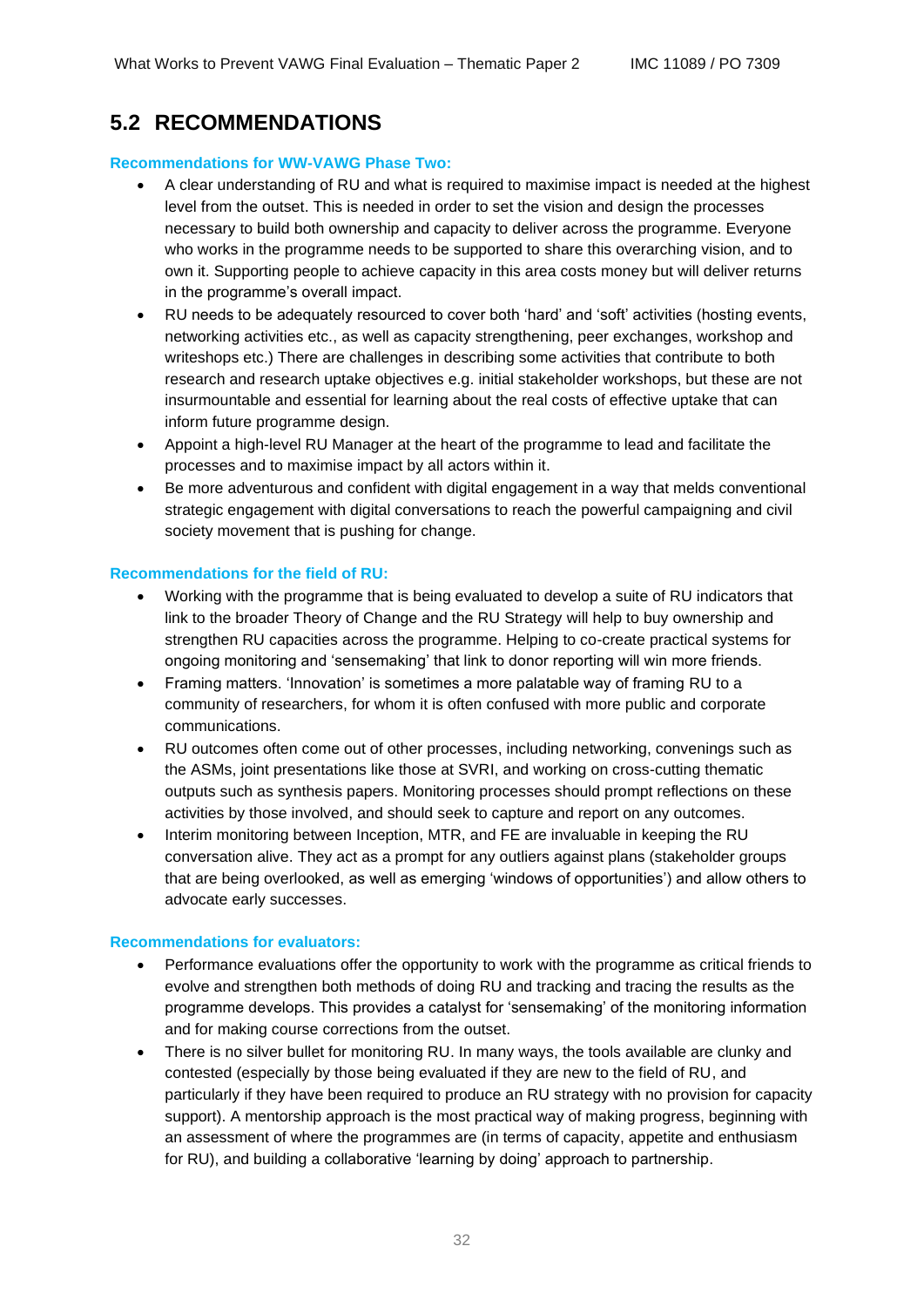## 5.2 RECOMMENDATIONS

**Recommendations for WW-VAWG Phase Two:**

- A clear understanding of RU and what is required to maximise impact is needed at the highest level from the outset. This is needed in order to set the vision and design the processes necessary to build both ownership and capacity to deliver across the programme. Everyone who works in the programme needs to be supported to share this overarching vision, and to own it. Supporting people to achieve capacity in this area costs money but will deliver returns in the programme's overall impact.
- RU needs to be adequately resourced to cover both 'hard' and 'soft' activities (hosting events, networking activities etc., as well as capacity strengthening, peer exchanges, workshop and writeshops etc.) There are challenges in describing some activities that contribute to both research and research uptake objectives e.g. initial stakeholder workshops, but these are not insurmountable and essential for learning about the real costs of effective uptake that can inform future programme design.
- Appoint a high-level RU Manager at the heart of the programme to lead and facilitate the processes and to maximise impact by all actors within it.
- Be more adventurous and confident with digital engagement in a way that melds conventional strategic engagement with digital conversations to reach the powerful campaigning and civil society movement that is pushing for change.

**Recommendations for the field of RU:**

- Working with the programme that is being evaluated to develop a suite of RU indicators that link to the broader Theory of Change and the RU Strategy will help to buy ownership and strengthen RU capacities across the programme. Helping to co-create practical systems for ongoing monitoring and 'sensemaking' that link to donor reporting will win more friends.
- Framing matters. 'Innovation' is sometimes a more palatable way of framing RU to a community of researchers, for whom it is often confused with more public and corporate communications.
- RU outcomes often come out of other processes, including networking, convenings such as the ASMs, joint presentations like those at SVRI, and working on cross-cutting thematic outputs such as synthesis papers. Monitoring processes should prompt reflections on these activities by those involved, and should seek to capture and report on any outcomes.
- Interim monitoring between Inception, MTR, and FE are invaluable in keeping the RU conversation alive. They act as a prompt for any outliers against plans (stakeholder groups that are being overlooked, as well as emerging 'windows of opportunities') and allow others to advocate early successes.

**Recommendations for evaluators:**

- Performance evaluations offer the opportunity to work with the programme as critical friends to evolve and strengthen both methods of doing RU and tracking and tracing the results as the programme develops. This provides a catalyst for 'sensemaking' of the monitoring information and for making course corrections from the outset.
- There is no silver bullet for monitoring RU. In many ways, the tools available are clunky and contested (especially by those being evaluated if they are new to the field of RU, and particularly if they have been required to produce an RU strategy with no provision for capacity support). A mentorship approach is the most practical way of making progress, beginning with an assessment of where the programmes are (in terms of capacity, appetite and enthusiasm for RU), and building a collaborative 'learning by doing' approach to partnership.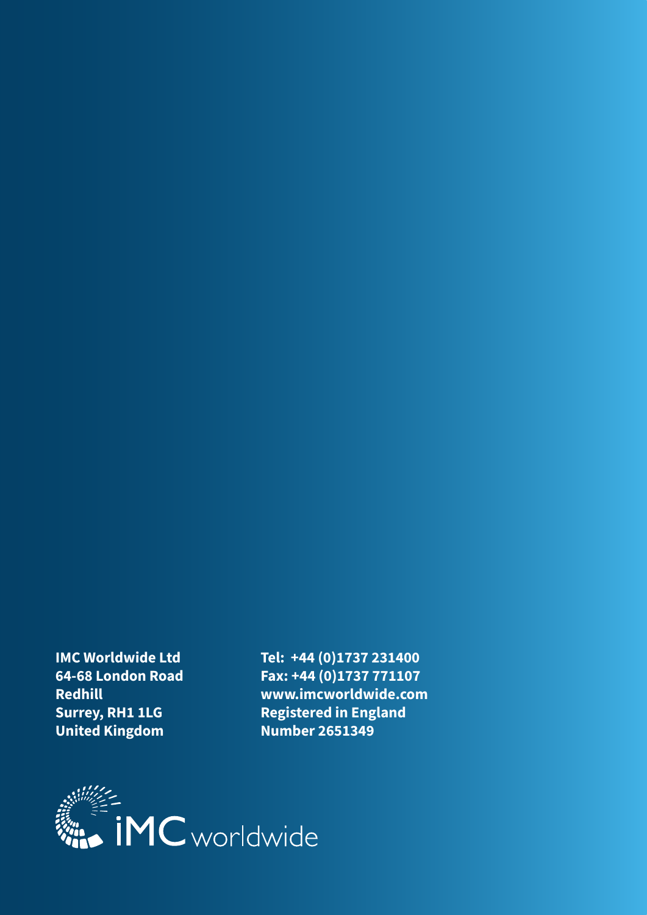**IMC Worldwide Ltd**
**64-68 London Road**
**Redhill**
**Surrey, RH1 1LG**
**United Kingdom**

**Tel: +44 (0)1737 231400**
**Fax: +44 (0)1737 771107**
**www.imcworldwide.com**
**Registered in England**
**Number 2651349**

iMC worldwide